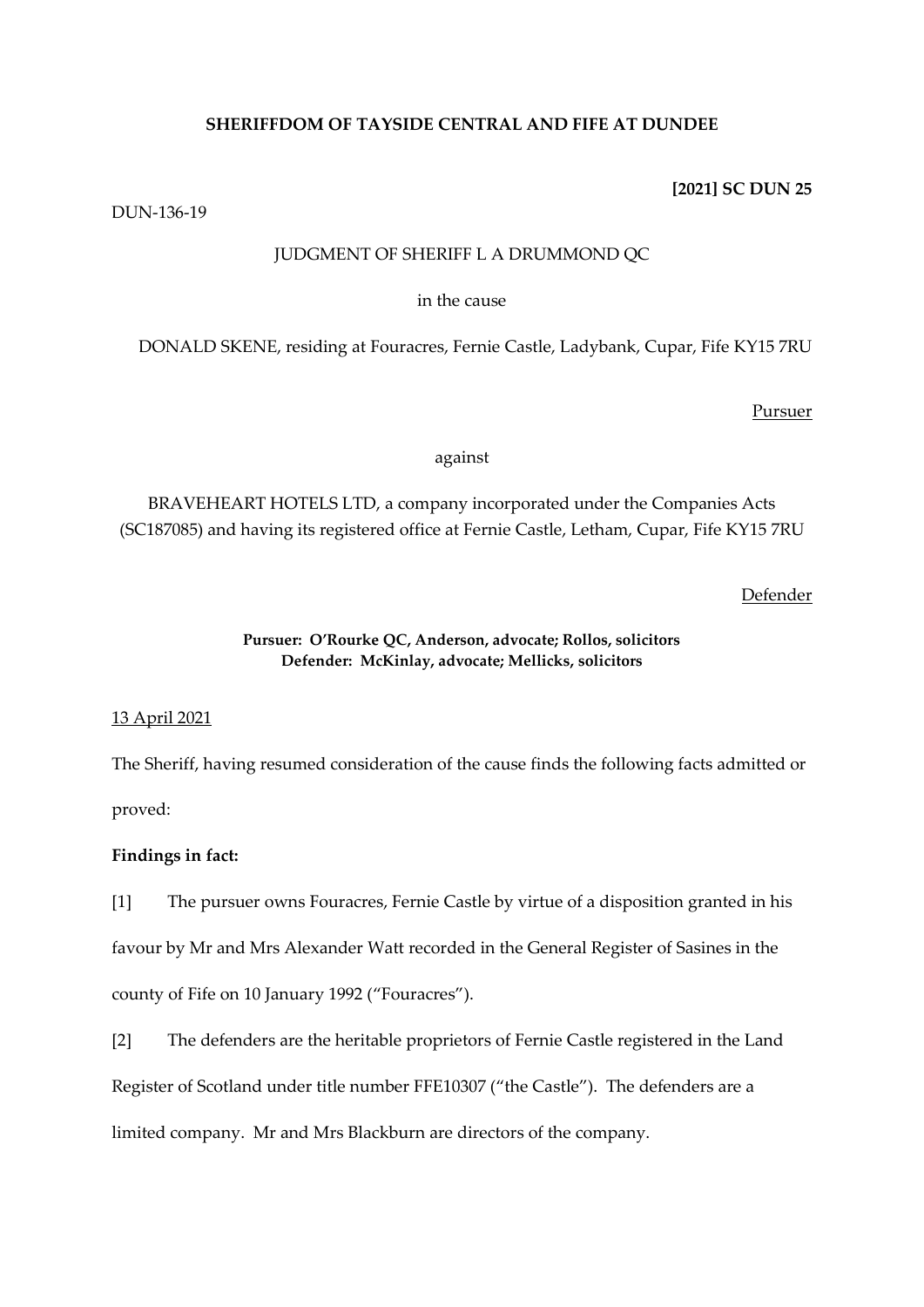**SHERIFFDOM OF TAYSIDE CENTRAL AND FIFE AT DUNDEE**

**[2021] SC DUN 25**

DUN-136-19

JUDGMENT OF SHERIFF L A DRUMMOND QC

in the cause

DONALD SKENE, residing at Fouracres, Fernie Castle, Ladybank, Cupar, Fife KY15 7RU

Pursuer

against

BRAVEHEART HOTELS LTD, a company incorporated under the Companies Acts (SC187085) and having its registered office at Fernie Castle, Letham, Cupar, Fife KY15 7RU

Defender

**Pursuer: O'Rourke QC, Anderson, advocate; Rollos, solicitors**
**Defender: McKinlay, advocate; Mellicks, solicitors**

13 April 2021

The Sheriff, having resumed consideration of the cause finds the following facts admitted or proved:

**Findings in fact:**

[1] The pursuer owns Fouracres, Fernie Castle by virtue of a disposition granted in his favour by Mr and Mrs Alexander Watt recorded in the General Register of Sasines in the county of Fife on 10 January 1992 ("Fouracres").

[2] The defenders are the heritable proprietors of Fernie Castle registered in the Land Register of Scotland under title number FFE10307 ("the Castle"). The defenders are a limited company. Mr and Mrs Blackburn are directors of the company.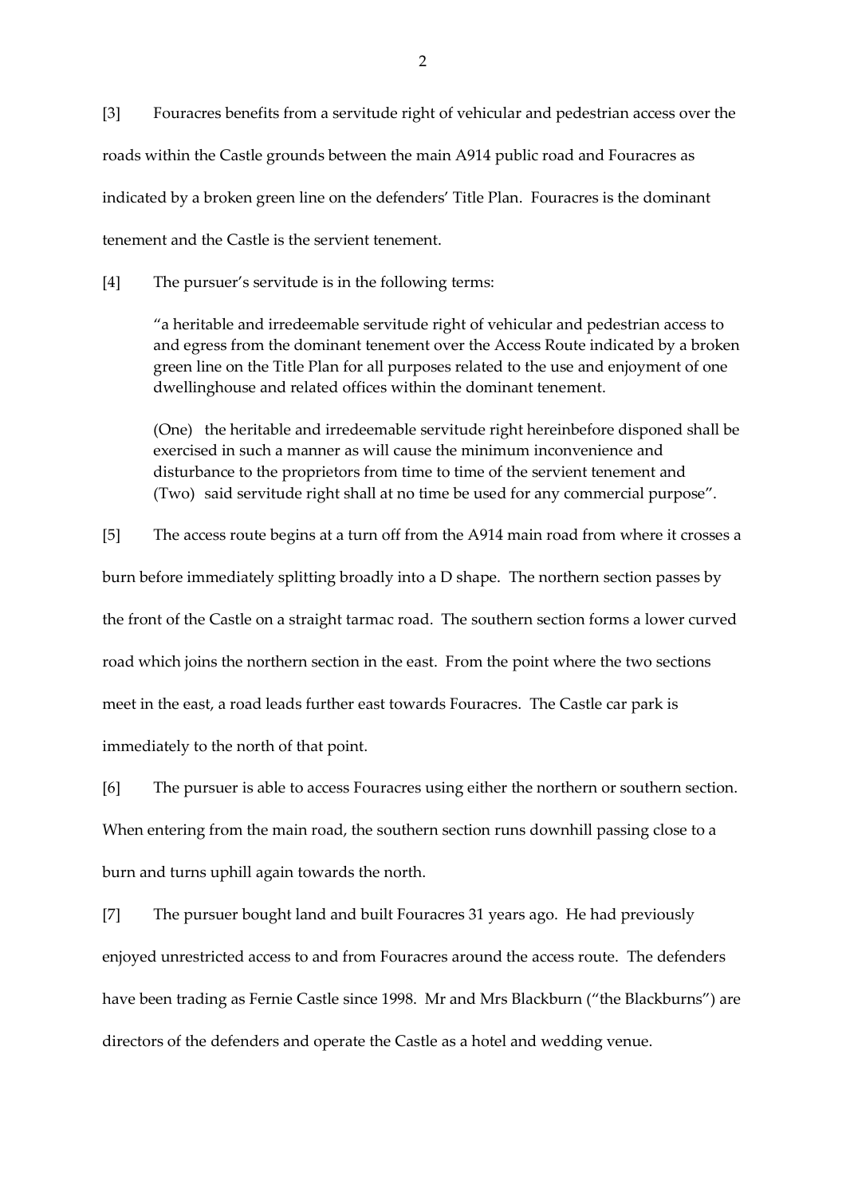[3] Fouracres benefits from a servitude right of vehicular and pedestrian access over the roads within the Castle grounds between the main A914 public road and Fouracres as indicated by a broken green line on the defenders' Title Plan. Fouracres is the dominant tenement and the Castle is the servient tenement.

[4] The pursuer's servitude is in the following terms:

> "a heritable and irredeemable servitude right of vehicular and pedestrian access to and egress from the dominant tenement over the Access Route indicated by a broken green line on the Title Plan for all purposes related to the use and enjoyment of one dwellinghouse and related offices within the dominant tenement.
>
> (One) the heritable and irredeemable servitude right hereinbefore disponed shall be exercised in such a manner as will cause the minimum inconvenience and disturbance to the proprietors from time to time of the servient tenement and (Two) said servitude right shall at no time be used for any commercial purpose".

[5] The access route begins at a turn off from the A914 main road from where it crosses a burn before immediately splitting broadly into a D shape. The northern section passes by the front of the Castle on a straight tarmac road. The southern section forms a lower curved road which joins the northern section in the east. From the point where the two sections meet in the east, a road leads further east towards Fouracres. The Castle car park is immediately to the north of that point.

[6] The pursuer is able to access Fouracres using either the northern or southern section. When entering from the main road, the southern section runs downhill passing close to a burn and turns uphill again towards the north.

[7] The pursuer bought land and built Fouracres 31 years ago. He had previously enjoyed unrestricted access to and from Fouracres around the access route. The defenders have been trading as Fernie Castle since 1998. Mr and Mrs Blackburn ("the Blackburns") are directors of the defenders and operate the Castle as a hotel and wedding venue.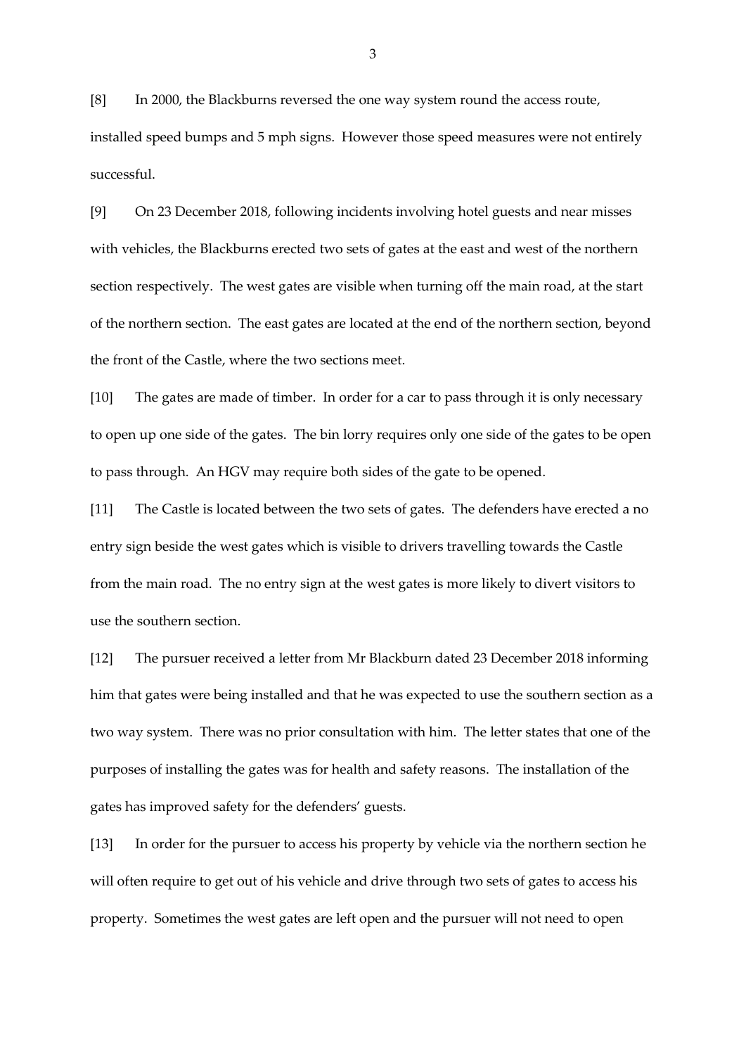[8] In 2000, the Blackburns reversed the one way system round the access route, installed speed bumps and 5 mph signs. However those speed measures were not entirely successful.

[9] On 23 December 2018, following incidents involving hotel guests and near misses with vehicles, the Blackburns erected two sets of gates at the east and west of the northern section respectively. The west gates are visible when turning off the main road, at the start of the northern section. The east gates are located at the end of the northern section, beyond the front of the Castle, where the two sections meet.

[10] The gates are made of timber. In order for a car to pass through it is only necessary to open up one side of the gates. The bin lorry requires only one side of the gates to be open to pass through. An HGV may require both sides of the gate to be opened.

[11] The Castle is located between the two sets of gates. The defenders have erected a no entry sign beside the west gates which is visible to drivers travelling towards the Castle from the main road. The no entry sign at the west gates is more likely to divert visitors to use the southern section.

[12] The pursuer received a letter from Mr Blackburn dated 23 December 2018 informing him that gates were being installed and that he was expected to use the southern section as a two way system. There was no prior consultation with him. The letter states that one of the purposes of installing the gates was for health and safety reasons. The installation of the gates has improved safety for the defenders' guests.

[13] In order for the pursuer to access his property by vehicle via the northern section he will often require to get out of his vehicle and drive through two sets of gates to access his property. Sometimes the west gates are left open and the pursuer will not need to open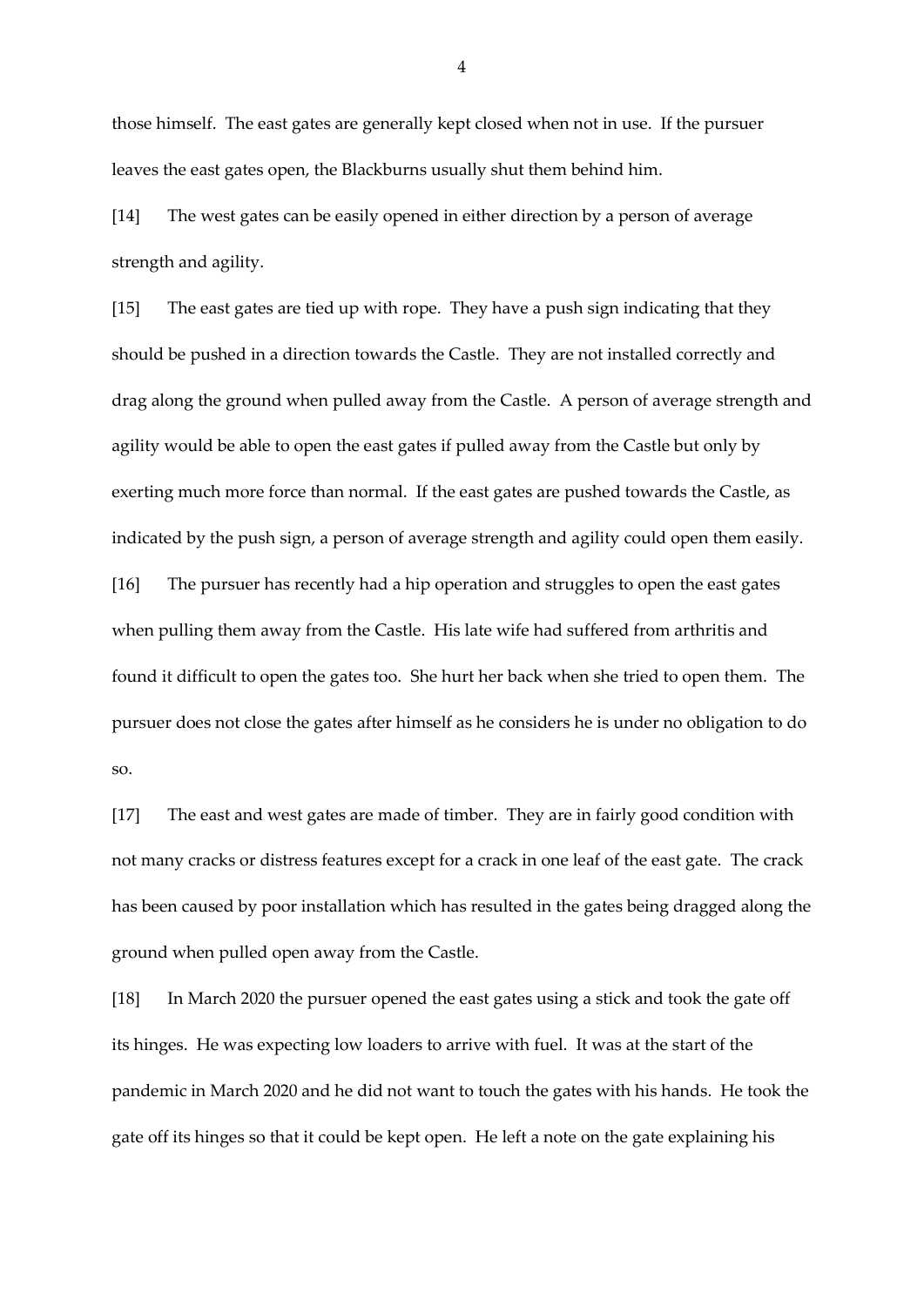those himself. The east gates are generally kept closed when not in use. If the pursuer leaves the east gates open, the Blackburns usually shut them behind him.

[14] The west gates can be easily opened in either direction by a person of average strength and agility.

[15] The east gates are tied up with rope. They have a push sign indicating that they should be pushed in a direction towards the Castle. They are not installed correctly and drag along the ground when pulled away from the Castle. A person of average strength and agility would be able to open the east gates if pulled away from the Castle but only by exerting much more force than normal. If the east gates are pushed towards the Castle, as indicated by the push sign, a person of average strength and agility could open them easily.

[16] The pursuer has recently had a hip operation and struggles to open the east gates when pulling them away from the Castle. His late wife had suffered from arthritis and found it difficult to open the gates too. She hurt her back when she tried to open them. The pursuer does not close the gates after himself as he considers he is under no obligation to do so.

[17] The east and west gates are made of timber. They are in fairly good condition with not many cracks or distress features except for a crack in one leaf of the east gate. The crack has been caused by poor installation which has resulted in the gates being dragged along the ground when pulled open away from the Castle.

[18] In March 2020 the pursuer opened the east gates using a stick and took the gate off its hinges. He was expecting low loaders to arrive with fuel. It was at the start of the pandemic in March 2020 and he did not want to touch the gates with his hands. He took the gate off its hinges so that it could be kept open. He left a note on the gate explaining his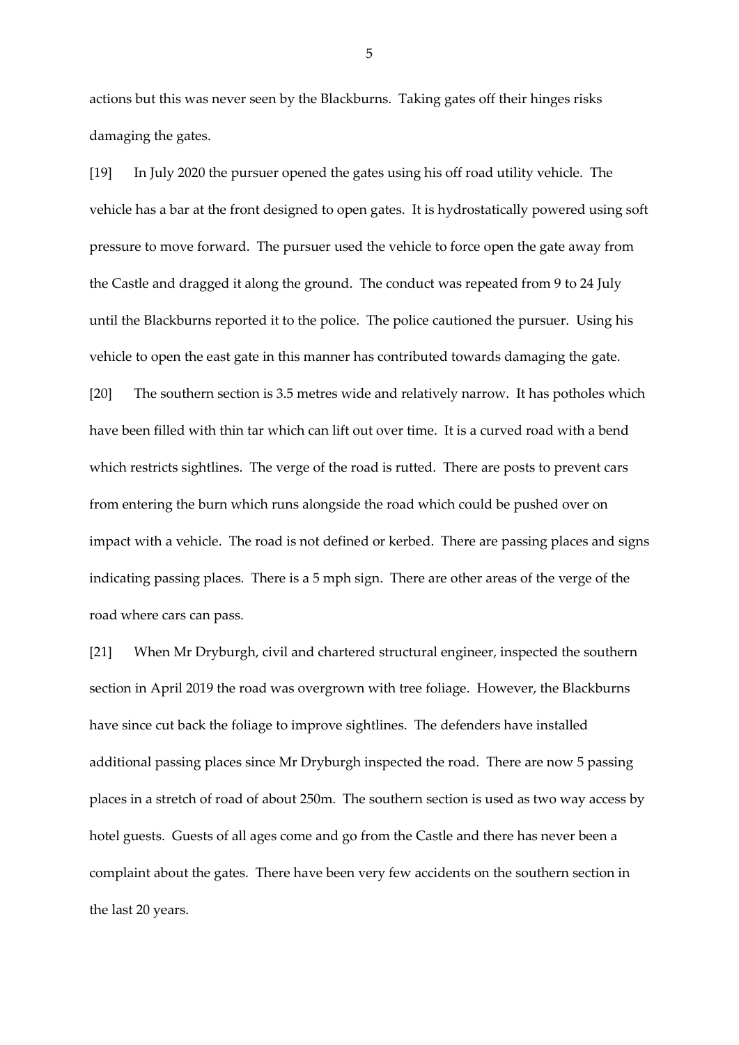actions but this was never seen by the Blackburns. Taking gates off their hinges risks damaging the gates.

[19] In July 2020 the pursuer opened the gates using his off road utility vehicle. The vehicle has a bar at the front designed to open gates. It is hydrostatically powered using soft pressure to move forward. The pursuer used the vehicle to force open the gate away from the Castle and dragged it along the ground. The conduct was repeated from 9 to 24 July until the Blackburns reported it to the police. The police cautioned the pursuer. Using his vehicle to open the east gate in this manner has contributed towards damaging the gate.

[20] The southern section is 3.5 metres wide and relatively narrow. It has potholes which have been filled with thin tar which can lift out over time. It is a curved road with a bend which restricts sightlines. The verge of the road is rutted. There are posts to prevent cars from entering the burn which runs alongside the road which could be pushed over on impact with a vehicle. The road is not defined or kerbed. There are passing places and signs indicating passing places. There is a 5 mph sign. There are other areas of the verge of the road where cars can pass.

[21] When Mr Dryburgh, civil and chartered structural engineer, inspected the southern section in April 2019 the road was overgrown with tree foliage. However, the Blackburns have since cut back the foliage to improve sightlines. The defenders have installed additional passing places since Mr Dryburgh inspected the road. There are now 5 passing places in a stretch of road of about 250m. The southern section is used as two way access by hotel guests. Guests of all ages come and go from the Castle and there has never been a complaint about the gates. There have been very few accidents on the southern section in the last 20 years.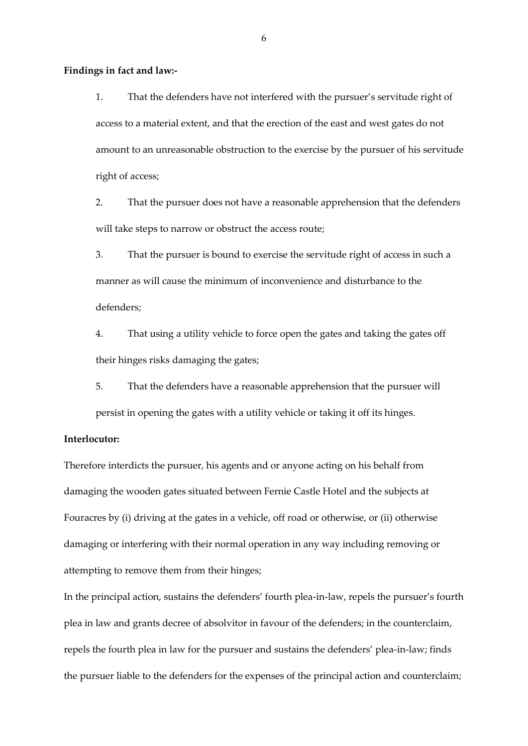**Findings in fact and law:-**

1. That the defenders have not interfered with the pursuer's servitude right of access to a material extent, and that the erection of the east and west gates do not amount to an unreasonable obstruction to the exercise by the pursuer of his servitude right of access;

2. That the pursuer does not have a reasonable apprehension that the defenders will take steps to narrow or obstruct the access route;

3. That the pursuer is bound to exercise the servitude right of access in such a manner as will cause the minimum of inconvenience and disturbance to the defenders;

4. That using a utility vehicle to force open the gates and taking the gates off their hinges risks damaging the gates;

5. That the defenders have a reasonable apprehension that the pursuer will persist in opening the gates with a utility vehicle or taking it off its hinges.

**Interlocutor:**

Therefore interdicts the pursuer, his agents and or anyone acting on his behalf from damaging the wooden gates situated between Fernie Castle Hotel and the subjects at Fouracres by (i) driving at the gates in a vehicle, off road or otherwise, or (ii) otherwise damaging or interfering with their normal operation in any way including removing or attempting to remove them from their hinges;

In the principal action, sustains the defenders' fourth plea-in-law, repels the pursuer's fourth plea in law and grants decree of absolvitor in favour of the defenders; in the counterclaim, repels the fourth plea in law for the pursuer and sustains the defenders' plea-in-law; finds the pursuer liable to the defenders for the expenses of the principal action and counterclaim;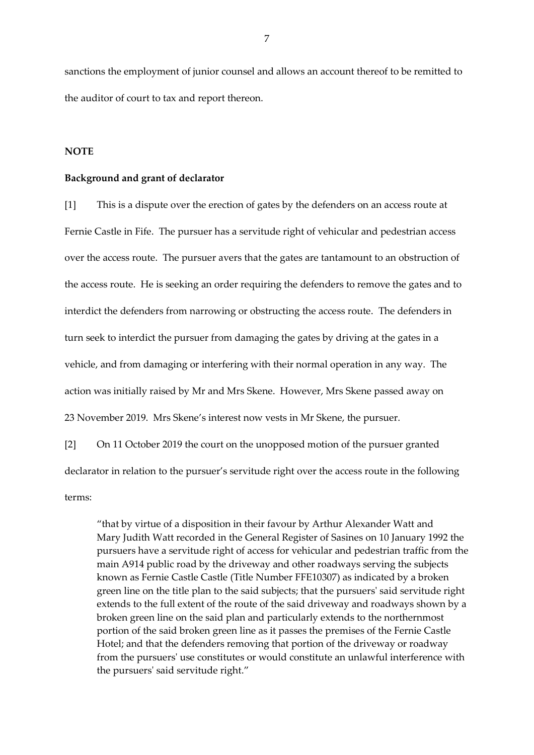sanctions the employment of junior counsel and allows an account thereof to be remitted to the auditor of court to tax and report thereon.

## NOTE

### Background and grant of declarator

[1] This is a dispute over the erection of gates by the defenders on an access route at Fernie Castle in Fife. The pursuer has a servitude right of vehicular and pedestrian access over the access route. The pursuer avers that the gates are tantamount to an obstruction of the access route. He is seeking an order requiring the defenders to remove the gates and to interdict the defenders from narrowing or obstructing the access route. The defenders in turn seek to interdict the pursuer from damaging the gates by driving at the gates in a vehicle, and from damaging or interfering with their normal operation in any way. The action was initially raised by Mr and Mrs Skene. However, Mrs Skene passed away on 23 November 2019. Mrs Skene's interest now vests in Mr Skene, the pursuer.

[2] On 11 October 2019 the court on the unopposed motion of the pursuer granted declarator in relation to the pursuer's servitude right over the access route in the following terms:

> "that by virtue of a disposition in their favour by Arthur Alexander Watt and Mary Judith Watt recorded in the General Register of Sasines on 10 January 1992 the pursuers have a servitude right of access for vehicular and pedestrian traffic from the main A914 public road by the driveway and other roadways serving the subjects known as Fernie Castle Castle (Title Number FFE10307) as indicated by a broken green line on the title plan to the said subjects; that the pursuers' said servitude right extends to the full extent of the route of the said driveway and roadways shown by a broken green line on the said plan and particularly extends to the northernmost portion of the said broken green line as it passes the premises of the Fernie Castle Hotel; and that the defenders removing that portion of the driveway or roadway from the pursuers' use constitutes or would constitute an unlawful interference with the pursuers' said servitude right."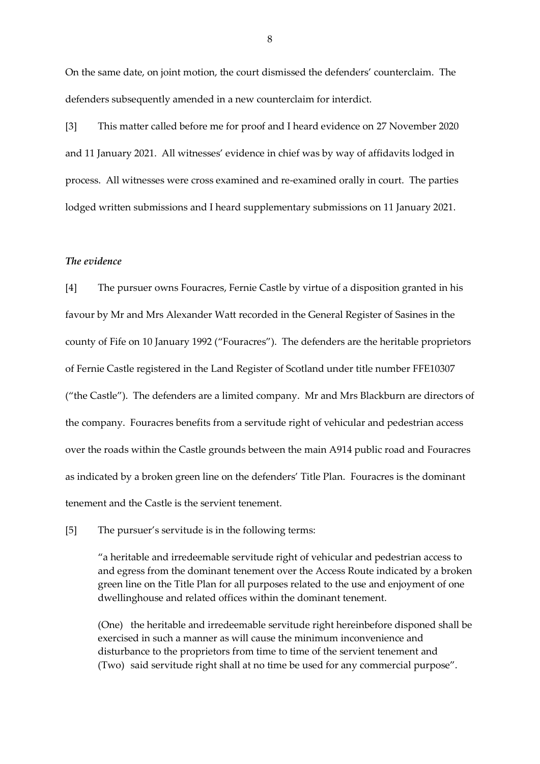On the same date, on joint motion, the court dismissed the defenders' counterclaim. The defenders subsequently amended in a new counterclaim for interdict.

[3] This matter called before me for proof and I heard evidence on 27 November 2020 and 11 January 2021. All witnesses' evidence in chief was by way of affidavits lodged in process. All witnesses were cross examined and re-examined orally in court. The parties lodged written submissions and I heard supplementary submissions on 11 January 2021.

### *The evidence*

[4] The pursuer owns Fouracres, Fernie Castle by virtue of a disposition granted in his favour by Mr and Mrs Alexander Watt recorded in the General Register of Sasines in the county of Fife on 10 January 1992 ("Fouracres"). The defenders are the heritable proprietors of Fernie Castle registered in the Land Register of Scotland under title number FFE10307 ("the Castle"). The defenders are a limited company. Mr and Mrs Blackburn are directors of the company. Fouracres benefits from a servitude right of vehicular and pedestrian access over the roads within the Castle grounds between the main A914 public road and Fouracres as indicated by a broken green line on the defenders' Title Plan. Fouracres is the dominant tenement and the Castle is the servient tenement.

[5] The pursuer's servitude is in the following terms:

> "a heritable and irredeemable servitude right of vehicular and pedestrian access to and egress from the dominant tenement over the Access Route indicated by a broken green line on the Title Plan for all purposes related to the use and enjoyment of one dwellinghouse and related offices within the dominant tenement.
>
> (One) the heritable and irredeemable servitude right hereinbefore disponed shall be exercised in such a manner as will cause the minimum inconvenience and disturbance to the proprietors from time to time of the servient tenement and (Two) said servitude right shall at no time be used for any commercial purpose".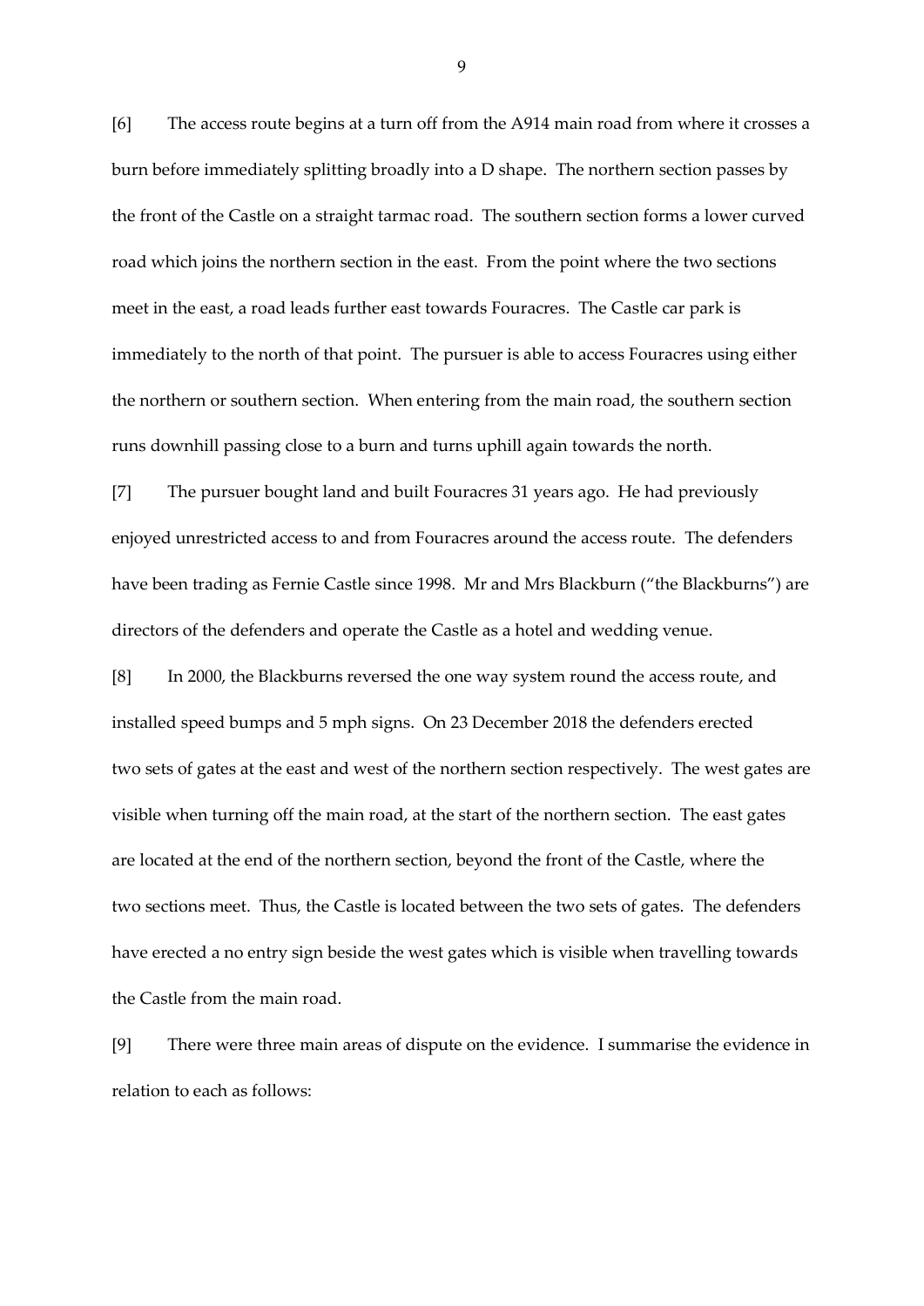[6] The access route begins at a turn off from the A914 main road from where it crosses a burn before immediately splitting broadly into a D shape. The northern section passes by the front of the Castle on a straight tarmac road. The southern section forms a lower curved road which joins the northern section in the east. From the point where the two sections meet in the east, a road leads further east towards Fouracres. The Castle car park is immediately to the north of that point. The pursuer is able to access Fouracres using either the northern or southern section. When entering from the main road, the southern section runs downhill passing close to a burn and turns uphill again towards the north.

[7] The pursuer bought land and built Fouracres 31 years ago. He had previously enjoyed unrestricted access to and from Fouracres around the access route. The defenders have been trading as Fernie Castle since 1998. Mr and Mrs Blackburn ("the Blackburns") are directors of the defenders and operate the Castle as a hotel and wedding venue.

[8] In 2000, the Blackburns reversed the one way system round the access route, and installed speed bumps and 5 mph signs. On 23 December 2018 the defenders erected two sets of gates at the east and west of the northern section respectively. The west gates are visible when turning off the main road, at the start of the northern section. The east gates are located at the end of the northern section, beyond the front of the Castle, where the two sections meet. Thus, the Castle is located between the two sets of gates. The defenders have erected a no entry sign beside the west gates which is visible when travelling towards the Castle from the main road.

[9] There were three main areas of dispute on the evidence. I summarise the evidence in relation to each as follows: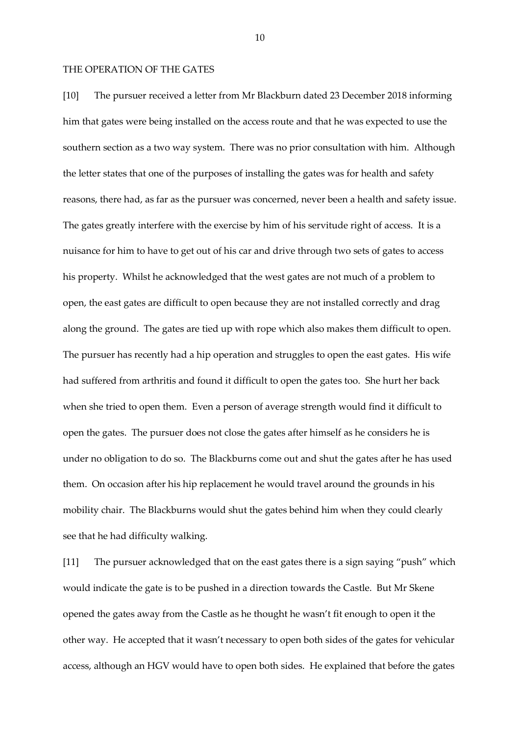## THE OPERATION OF THE GATES

[10] The pursuer received a letter from Mr Blackburn dated 23 December 2018 informing him that gates were being installed on the access route and that he was expected to use the southern section as a two way system. There was no prior consultation with him. Although the letter states that one of the purposes of installing the gates was for health and safety reasons, there had, as far as the pursuer was concerned, never been a health and safety issue. The gates greatly interfere with the exercise by him of his servitude right of access. It is a nuisance for him to have to get out of his car and drive through two sets of gates to access his property. Whilst he acknowledged that the west gates are not much of a problem to open, the east gates are difficult to open because they are not installed correctly and drag along the ground. The gates are tied up with rope which also makes them difficult to open. The pursuer has recently had a hip operation and struggles to open the east gates. His wife had suffered from arthritis and found it difficult to open the gates too. She hurt her back when she tried to open them. Even a person of average strength would find it difficult to open the gates. The pursuer does not close the gates after himself as he considers he is under no obligation to do so. The Blackburns come out and shut the gates after he has used them. On occasion after his hip replacement he would travel around the grounds in his mobility chair. The Blackburns would shut the gates behind him when they could clearly see that he had difficulty walking.

[11] The pursuer acknowledged that on the east gates there is a sign saying "push" which would indicate the gate is to be pushed in a direction towards the Castle. But Mr Skene opened the gates away from the Castle as he thought he wasn't fit enough to open it the other way. He accepted that it wasn't necessary to open both sides of the gates for vehicular access, although an HGV would have to open both sides. He explained that before the gates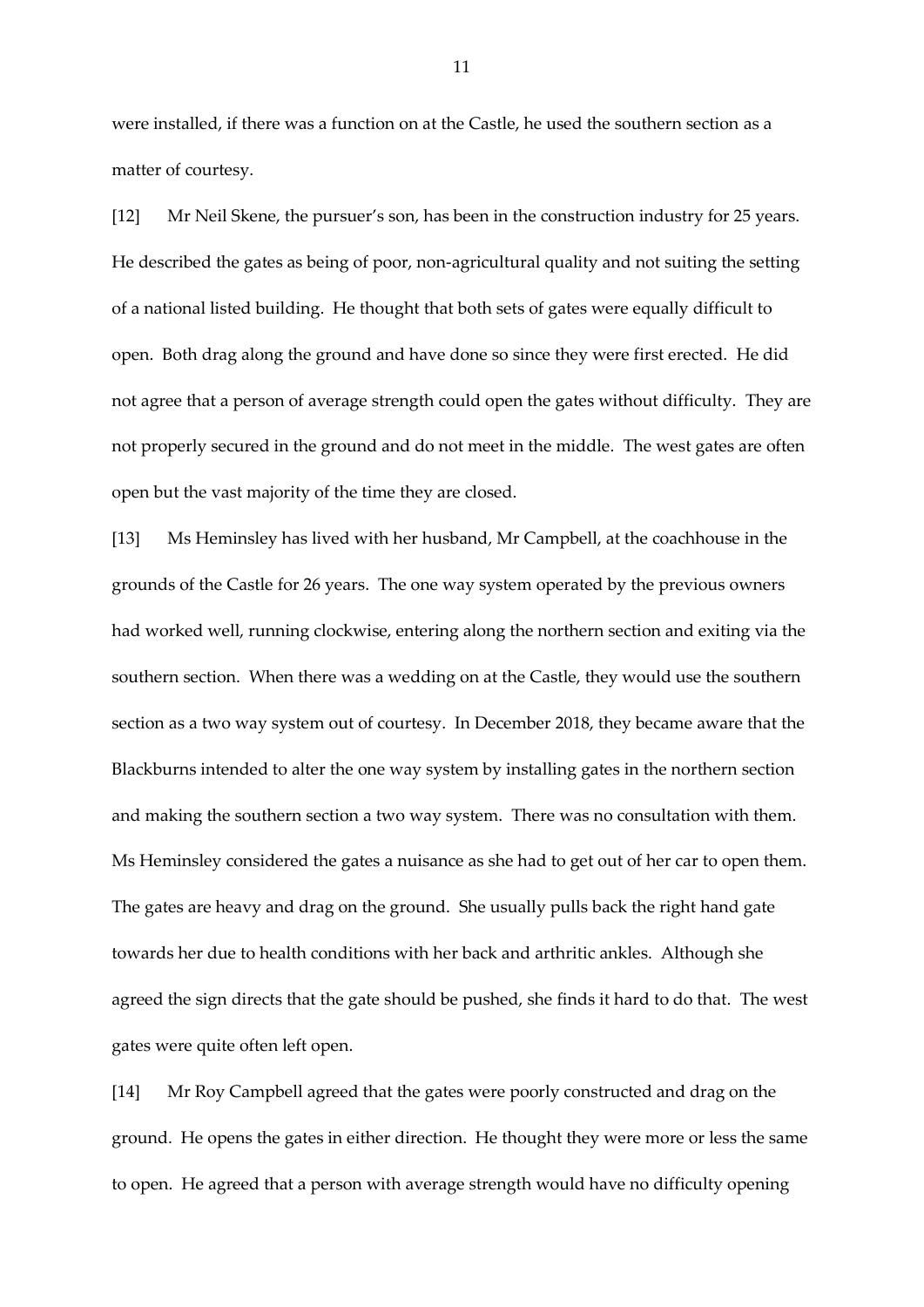were installed, if there was a function on at the Castle, he used the southern section as a matter of courtesy.

[12] Mr Neil Skene, the pursuer's son, has been in the construction industry for 25 years. He described the gates as being of poor, non-agricultural quality and not suiting the setting of a national listed building. He thought that both sets of gates were equally difficult to open. Both drag along the ground and have done so since they were first erected. He did not agree that a person of average strength could open the gates without difficulty. They are not properly secured in the ground and do not meet in the middle. The west gates are often open but the vast majority of the time they are closed.

[13] Ms Heminsley has lived with her husband, Mr Campbell, at the coachhouse in the grounds of the Castle for 26 years. The one way system operated by the previous owners had worked well, running clockwise, entering along the northern section and exiting via the southern section. When there was a wedding on at the Castle, they would use the southern section as a two way system out of courtesy. In December 2018, they became aware that the Blackburns intended to alter the one way system by installing gates in the northern section and making the southern section a two way system. There was no consultation with them. Ms Heminsley considered the gates a nuisance as she had to get out of her car to open them. The gates are heavy and drag on the ground. She usually pulls back the right hand gate towards her due to health conditions with her back and arthritic ankles. Although she agreed the sign directs that the gate should be pushed, she finds it hard to do that. The west gates were quite often left open.

[14] Mr Roy Campbell agreed that the gates were poorly constructed and drag on the ground. He opens the gates in either direction. He thought they were more or less the same to open. He agreed that a person with average strength would have no difficulty opening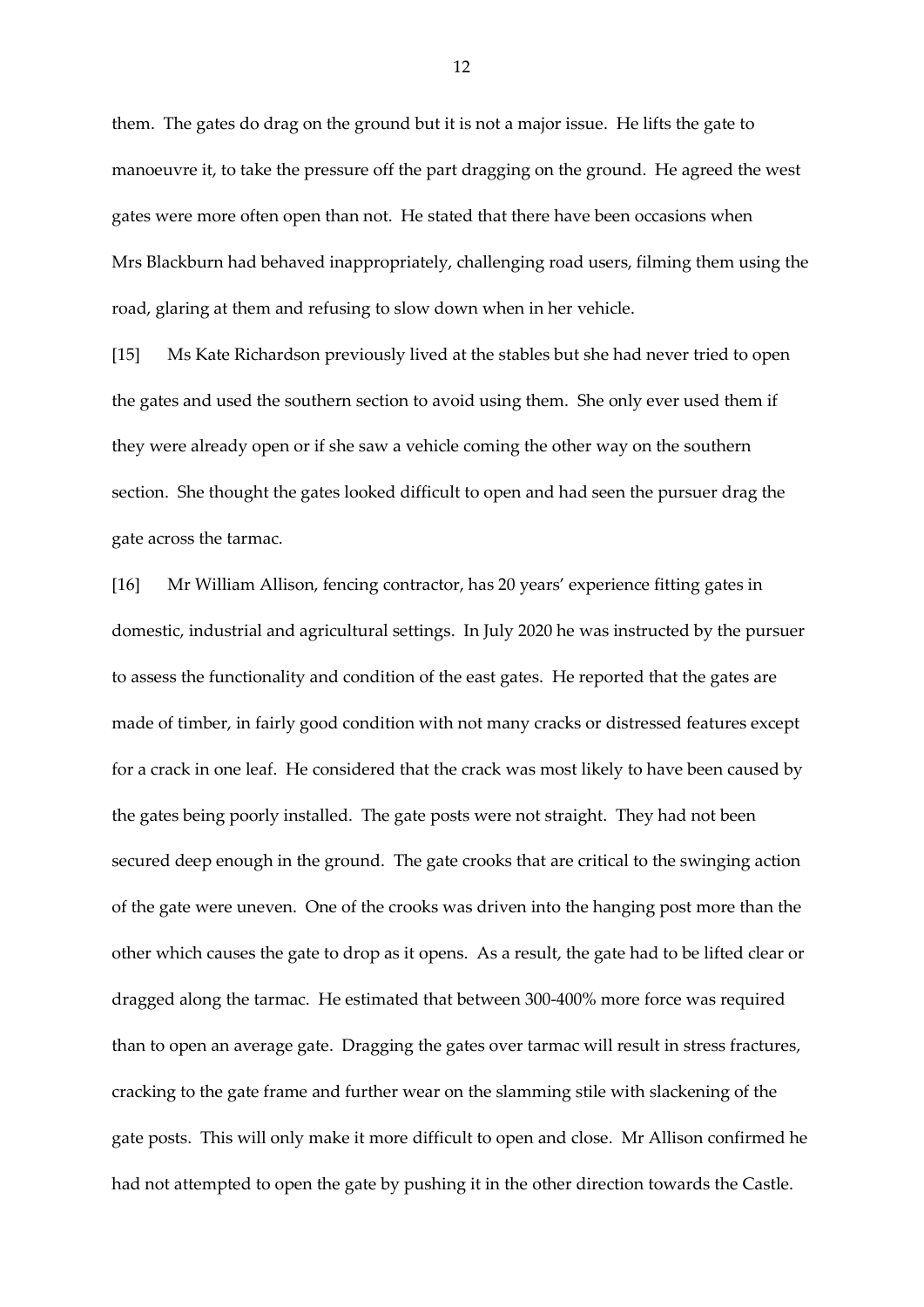them. The gates do drag on the ground but it is not a major issue. He lifts the gate to manoeuvre it, to take the pressure off the part dragging on the ground. He agreed the west gates were more often open than not. He stated that there have been occasions when Mrs Blackburn had behaved inappropriately, challenging road users, filming them using the road, glaring at them and refusing to slow down when in her vehicle.

[15] Ms Kate Richardson previously lived at the stables but she had never tried to open the gates and used the southern section to avoid using them. She only ever used them if they were already open or if she saw a vehicle coming the other way on the southern section. She thought the gates looked difficult to open and had seen the pursuer drag the gate across the tarmac.

[16] Mr William Allison, fencing contractor, has 20 years' experience fitting gates in domestic, industrial and agricultural settings. In July 2020 he was instructed by the pursuer to assess the functionality and condition of the east gates. He reported that the gates are made of timber, in fairly good condition with not many cracks or distressed features except for a crack in one leaf. He considered that the crack was most likely to have been caused by the gates being poorly installed. The gate posts were not straight. They had not been secured deep enough in the ground. The gate crooks that are critical to the swinging action of the gate were uneven. One of the crooks was driven into the hanging post more than the other which causes the gate to drop as it opens. As a result, the gate had to be lifted clear or dragged along the tarmac. He estimated that between 300-400% more force was required than to open an average gate. Dragging the gates over tarmac will result in stress fractures, cracking to the gate frame and further wear on the slamming stile with slackening of the gate posts. This will only make it more difficult to open and close. Mr Allison confirmed he had not attempted to open the gate by pushing it in the other direction towards the Castle.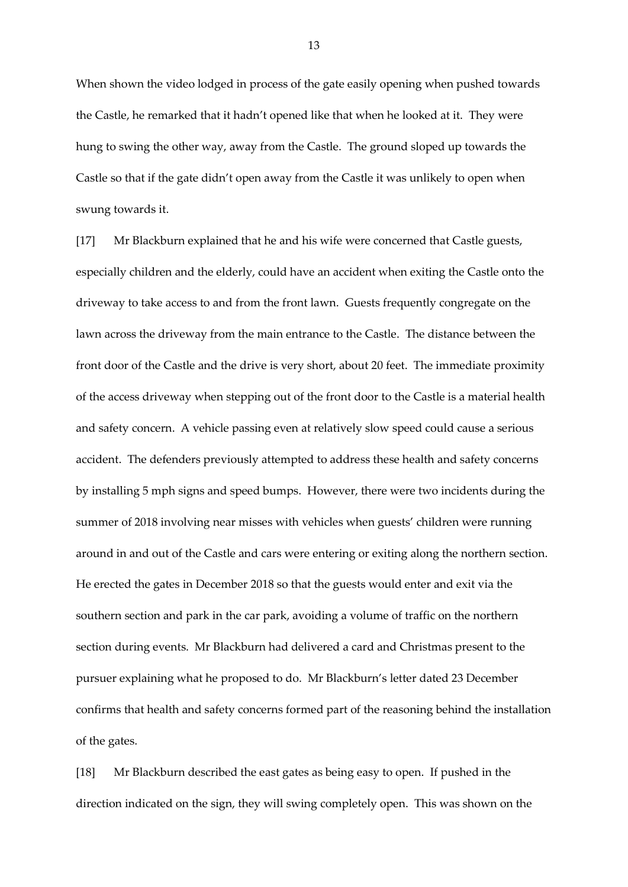When shown the video lodged in process of the gate easily opening when pushed towards the Castle, he remarked that it hadn't opened like that when he looked at it. They were hung to swing the other way, away from the Castle. The ground sloped up towards the Castle so that if the gate didn't open away from the Castle it was unlikely to open when swung towards it.

[17] Mr Blackburn explained that he and his wife were concerned that Castle guests, especially children and the elderly, could have an accident when exiting the Castle onto the driveway to take access to and from the front lawn. Guests frequently congregate on the lawn across the driveway from the main entrance to the Castle. The distance between the front door of the Castle and the drive is very short, about 20 feet. The immediate proximity of the access driveway when stepping out of the front door to the Castle is a material health and safety concern. A vehicle passing even at relatively slow speed could cause a serious accident. The defenders previously attempted to address these health and safety concerns by installing 5 mph signs and speed bumps. However, there were two incidents during the summer of 2018 involving near misses with vehicles when guests' children were running around in and out of the Castle and cars were entering or exiting along the northern section. He erected the gates in December 2018 so that the guests would enter and exit via the southern section and park in the car park, avoiding a volume of traffic on the northern section during events. Mr Blackburn had delivered a card and Christmas present to the pursuer explaining what he proposed to do. Mr Blackburn's letter dated 23 December confirms that health and safety concerns formed part of the reasoning behind the installation of the gates.

[18] Mr Blackburn described the east gates as being easy to open. If pushed in the direction indicated on the sign, they will swing completely open. This was shown on the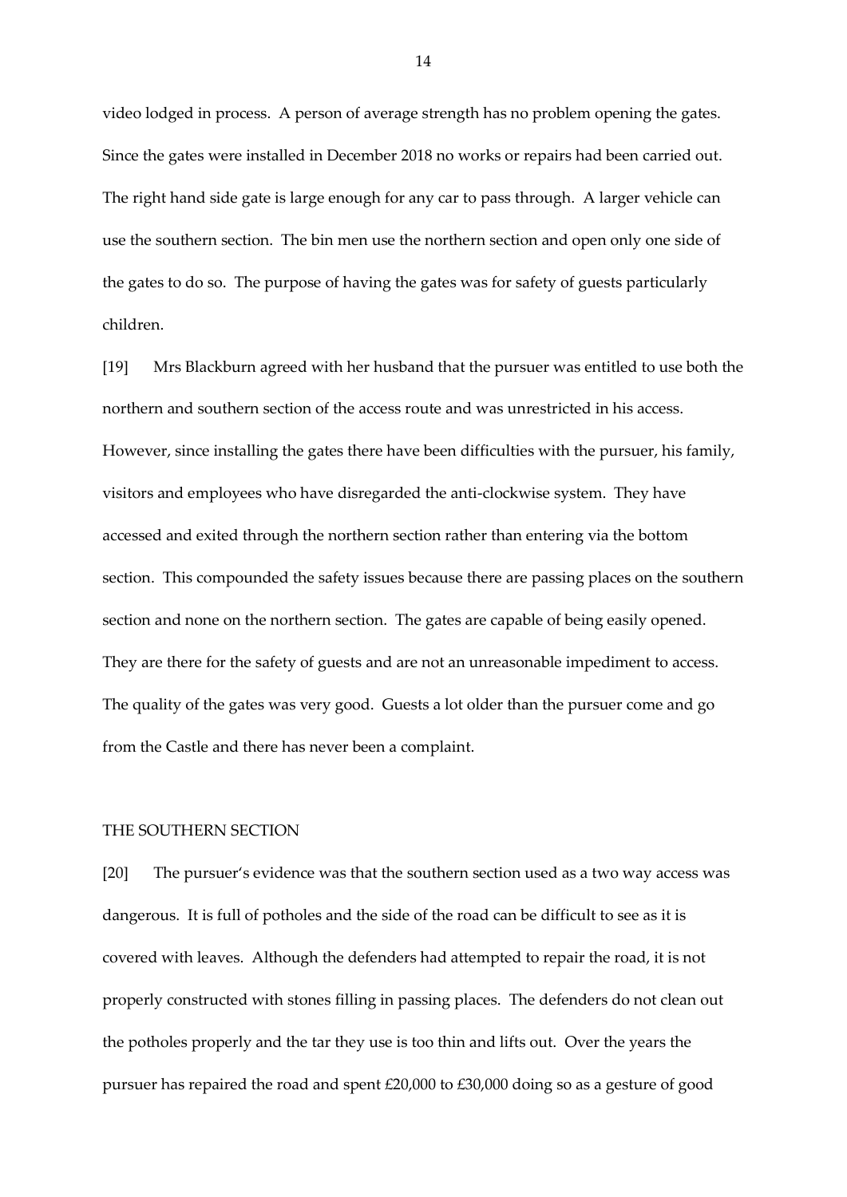video lodged in process. A person of average strength has no problem opening the gates. Since the gates were installed in December 2018 no works or repairs had been carried out. The right hand side gate is large enough for any car to pass through. A larger vehicle can use the southern section. The bin men use the northern section and open only one side of the gates to do so. The purpose of having the gates was for safety of guests particularly children.

[19] Mrs Blackburn agreed with her husband that the pursuer was entitled to use both the northern and southern section of the access route and was unrestricted in his access. However, since installing the gates there have been difficulties with the pursuer, his family, visitors and employees who have disregarded the anti-clockwise system. They have accessed and exited through the northern section rather than entering via the bottom section. This compounded the safety issues because there are passing places on the southern section and none on the northern section. The gates are capable of being easily opened. They are there for the safety of guests and are not an unreasonable impediment to access. The quality of the gates was very good. Guests a lot older than the pursuer come and go from the Castle and there has never been a complaint.

THE SOUTHERN SECTION

[20] The pursuer's evidence was that the southern section used as a two way access was dangerous. It is full of potholes and the side of the road can be difficult to see as it is covered with leaves. Although the defenders had attempted to repair the road, it is not properly constructed with stones filling in passing places. The defenders do not clean out the potholes properly and the tar they use is too thin and lifts out. Over the years the pursuer has repaired the road and spent £20,000 to £30,000 doing so as a gesture of good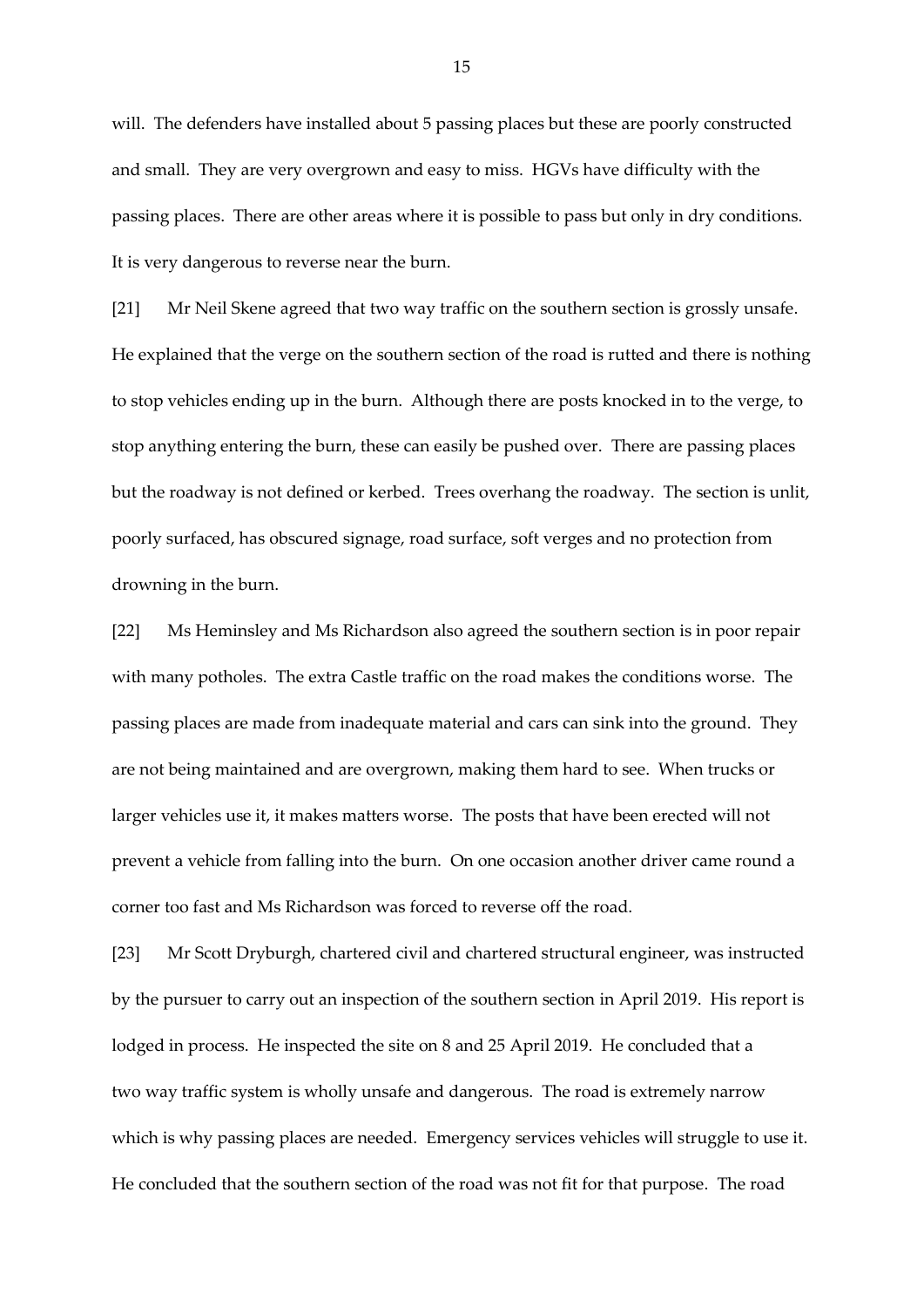will. The defenders have installed about 5 passing places but these are poorly constructed and small. They are very overgrown and easy to miss. HGVs have difficulty with the passing places. There are other areas where it is possible to pass but only in dry conditions. It is very dangerous to reverse near the burn.

[21] Mr Neil Skene agreed that two way traffic on the southern section is grossly unsafe. He explained that the verge on the southern section of the road is rutted and there is nothing to stop vehicles ending up in the burn. Although there are posts knocked in to the verge, to stop anything entering the burn, these can easily be pushed over. There are passing places but the roadway is not defined or kerbed. Trees overhang the roadway. The section is unlit, poorly surfaced, has obscured signage, road surface, soft verges and no protection from drowning in the burn.

[22] Ms Heminsley and Ms Richardson also agreed the southern section is in poor repair with many potholes. The extra Castle traffic on the road makes the conditions worse. The passing places are made from inadequate material and cars can sink into the ground. They are not being maintained and are overgrown, making them hard to see. When trucks or larger vehicles use it, it makes matters worse. The posts that have been erected will not prevent a vehicle from falling into the burn. On one occasion another driver came round a corner too fast and Ms Richardson was forced to reverse off the road.

[23] Mr Scott Dryburgh, chartered civil and chartered structural engineer, was instructed by the pursuer to carry out an inspection of the southern section in April 2019. His report is lodged in process. He inspected the site on 8 and 25 April 2019. He concluded that a two way traffic system is wholly unsafe and dangerous. The road is extremely narrow which is why passing places are needed. Emergency services vehicles will struggle to use it. He concluded that the southern section of the road was not fit for that purpose. The road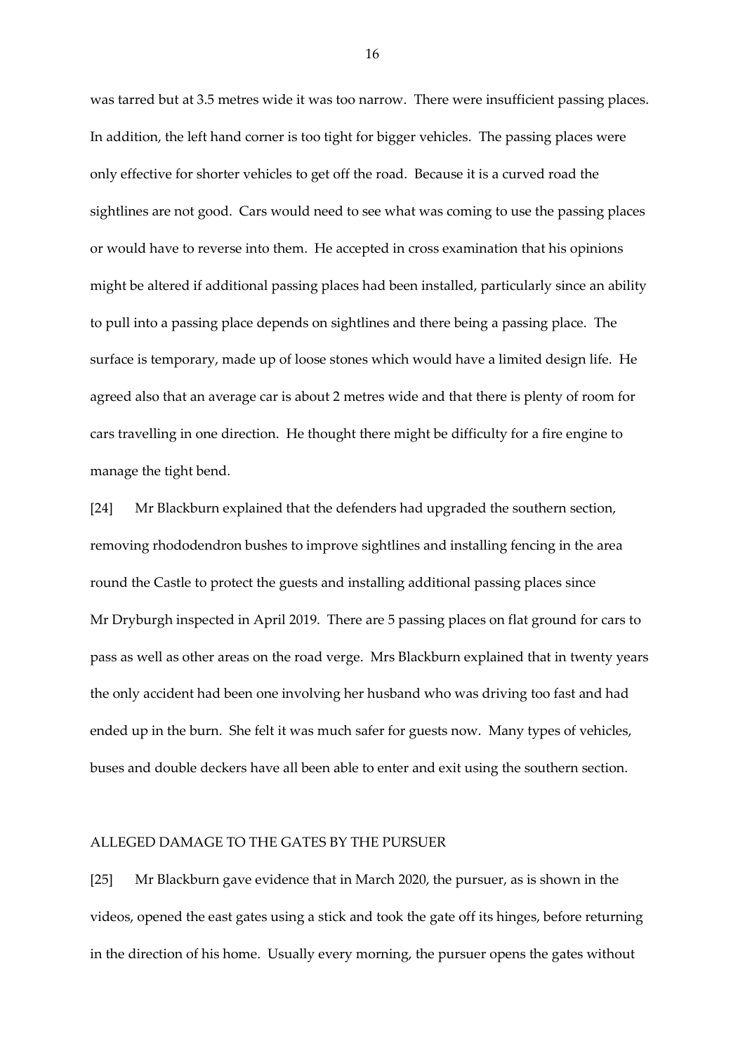was tarred but at 3.5 metres wide it was too narrow. There were insufficient passing places. In addition, the left hand corner is too tight for bigger vehicles. The passing places were only effective for shorter vehicles to get off the road. Because it is a curved road the sightlines are not good. Cars would need to see what was coming to use the passing places or would have to reverse into them. He accepted in cross examination that his opinions might be altered if additional passing places had been installed, particularly since an ability to pull into a passing place depends on sightlines and there being a passing place. The surface is temporary, made up of loose stones which would have a limited design life. He agreed also that an average car is about 2 metres wide and that there is plenty of room for cars travelling in one direction. He thought there might be difficulty for a fire engine to manage the tight bend.

[24] Mr Blackburn explained that the defenders had upgraded the southern section, removing rhododendron bushes to improve sightlines and installing fencing in the area round the Castle to protect the guests and installing additional passing places since Mr Dryburgh inspected in April 2019. There are 5 passing places on flat ground for cars to pass as well as other areas on the road verge. Mrs Blackburn explained that in twenty years the only accident had been one involving her husband who was driving too fast and had ended up in the burn. She felt it was much safer for guests now. Many types of vehicles, buses and double deckers have all been able to enter and exit using the southern section.

## ALLEGED DAMAGE TO THE GATES BY THE PURSUER

[25] Mr Blackburn gave evidence that in March 2020, the pursuer, as is shown in the videos, opened the east gates using a stick and took the gate off its hinges, before returning in the direction of his home. Usually every morning, the pursuer opens the gates without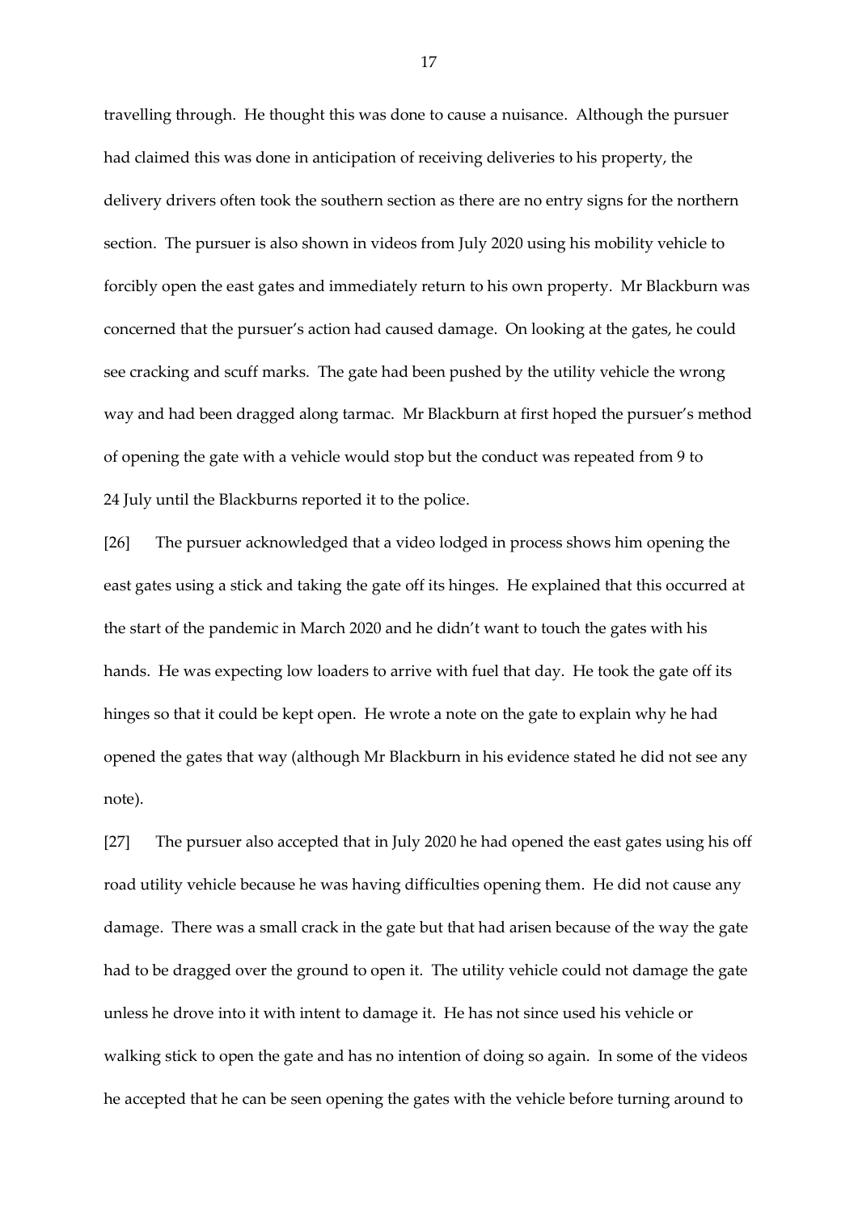travelling through. He thought this was done to cause a nuisance. Although the pursuer had claimed this was done in anticipation of receiving deliveries to his property, the delivery drivers often took the southern section as there are no entry signs for the northern section. The pursuer is also shown in videos from July 2020 using his mobility vehicle to forcibly open the east gates and immediately return to his own property. Mr Blackburn was concerned that the pursuer's action had caused damage. On looking at the gates, he could see cracking and scuff marks. The gate had been pushed by the utility vehicle the wrong way and had been dragged along tarmac. Mr Blackburn at first hoped the pursuer's method of opening the gate with a vehicle would stop but the conduct was repeated from 9 to 24 July until the Blackburns reported it to the police.

[26] The pursuer acknowledged that a video lodged in process shows him opening the east gates using a stick and taking the gate off its hinges. He explained that this occurred at the start of the pandemic in March 2020 and he didn't want to touch the gates with his hands. He was expecting low loaders to arrive with fuel that day. He took the gate off its hinges so that it could be kept open. He wrote a note on the gate to explain why he had opened the gates that way (although Mr Blackburn in his evidence stated he did not see any note).

[27] The pursuer also accepted that in July 2020 he had opened the east gates using his off road utility vehicle because he was having difficulties opening them. He did not cause any damage. There was a small crack in the gate but that had arisen because of the way the gate had to be dragged over the ground to open it. The utility vehicle could not damage the gate unless he drove into it with intent to damage it. He has not since used his vehicle or walking stick to open the gate and has no intention of doing so again. In some of the videos he accepted that he can be seen opening the gates with the vehicle before turning around to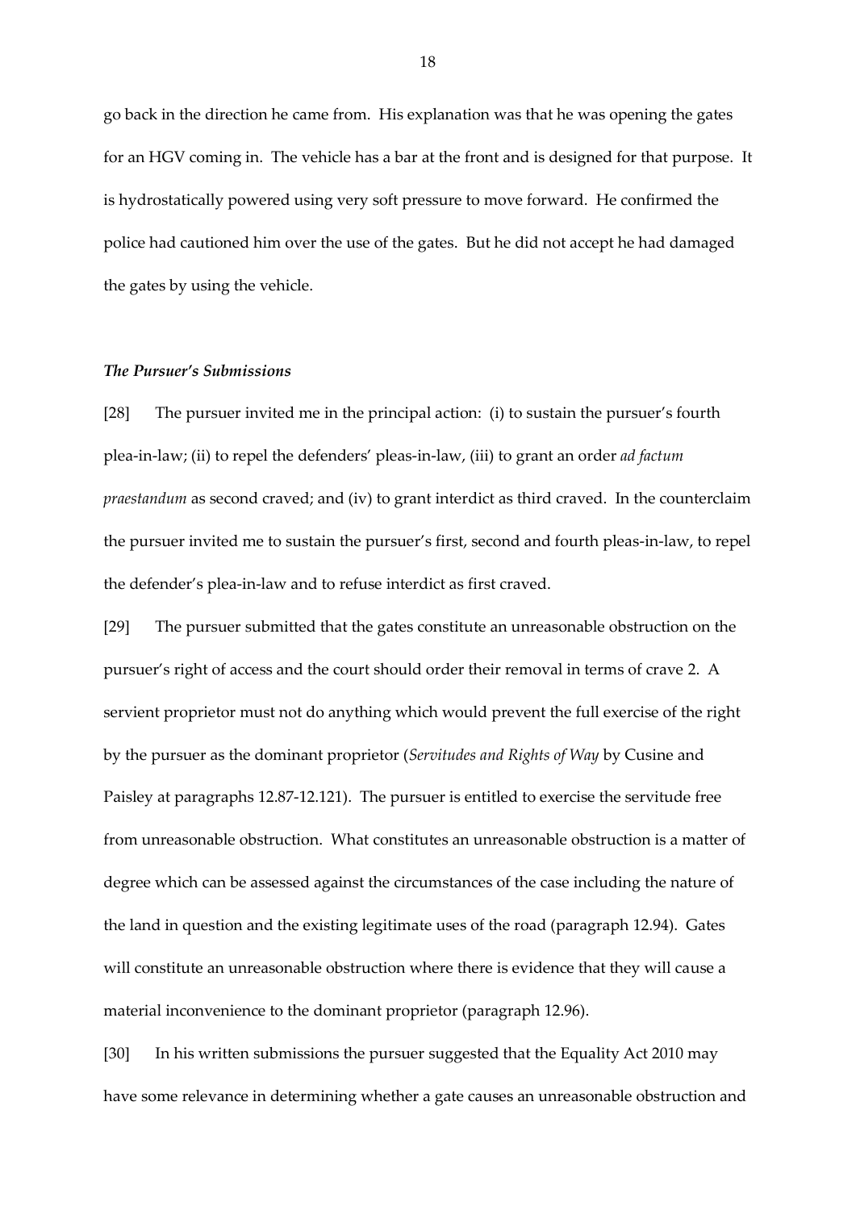go back in the direction he came from. His explanation was that he was opening the gates for an HGV coming in. The vehicle has a bar at the front and is designed for that purpose. It is hydrostatically powered using very soft pressure to move forward. He confirmed the police had cautioned him over the use of the gates. But he did not accept he had damaged the gates by using the vehicle.

### *The Pursuer's Submissions*

[28] The pursuer invited me in the principal action: (i) to sustain the pursuer's fourth plea-in-law; (ii) to repel the defenders' pleas-in-law, (iii) to grant an order *ad factum praestandum* as second craved; and (iv) to grant interdict as third craved. In the counterclaim the pursuer invited me to sustain the pursuer's first, second and fourth pleas-in-law, to repel the defender's plea-in-law and to refuse interdict as first craved.

[29] The pursuer submitted that the gates constitute an unreasonable obstruction on the pursuer's right of access and the court should order their removal in terms of crave 2. A servient proprietor must not do anything which would prevent the full exercise of the right by the pursuer as the dominant proprietor (*Servitudes and Rights of Way* by Cusine and Paisley at paragraphs 12.87-12.121). The pursuer is entitled to exercise the servitude free from unreasonable obstruction. What constitutes an unreasonable obstruction is a matter of degree which can be assessed against the circumstances of the case including the nature of the land in question and the existing legitimate uses of the road (paragraph 12.94). Gates will constitute an unreasonable obstruction where there is evidence that they will cause a material inconvenience to the dominant proprietor (paragraph 12.96).

[30] In his written submissions the pursuer suggested that the Equality Act 2010 may have some relevance in determining whether a gate causes an unreasonable obstruction and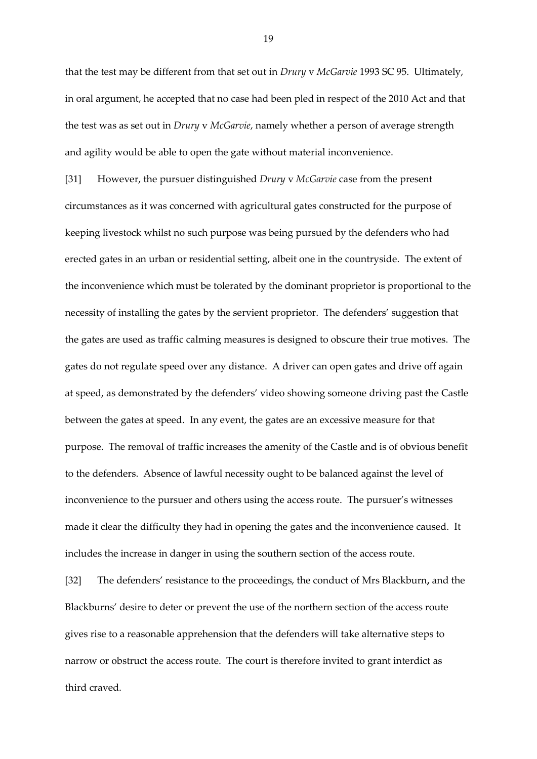that the test may be different from that set out in *Drury* v *McGarvie* 1993 SC 95. Ultimately, in oral argument, he accepted that no case had been pled in respect of the 2010 Act and that the test was as set out in *Drury* v *McGarvie*, namely whether a person of average strength and agility would be able to open the gate without material inconvenience.

[31] However, the pursuer distinguished *Drury* v *McGarvie* case from the present circumstances as it was concerned with agricultural gates constructed for the purpose of keeping livestock whilst no such purpose was being pursued by the defenders who had erected gates in an urban or residential setting, albeit one in the countryside. The extent of the inconvenience which must be tolerated by the dominant proprietor is proportional to the necessity of installing the gates by the servient proprietor. The defenders' suggestion that the gates are used as traffic calming measures is designed to obscure their true motives. The gates do not regulate speed over any distance. A driver can open gates and drive off again at speed, as demonstrated by the defenders' video showing someone driving past the Castle between the gates at speed. In any event, the gates are an excessive measure for that purpose. The removal of traffic increases the amenity of the Castle and is of obvious benefit to the defenders. Absence of lawful necessity ought to be balanced against the level of inconvenience to the pursuer and others using the access route. The pursuer's witnesses made it clear the difficulty they had in opening the gates and the inconvenience caused. It includes the increase in danger in using the southern section of the access route.

[32] The defenders' resistance to the proceedings, the conduct of Mrs Blackburn**,** and the Blackburns' desire to deter or prevent the use of the northern section of the access route gives rise to a reasonable apprehension that the defenders will take alternative steps to narrow or obstruct the access route. The court is therefore invited to grant interdict as third craved.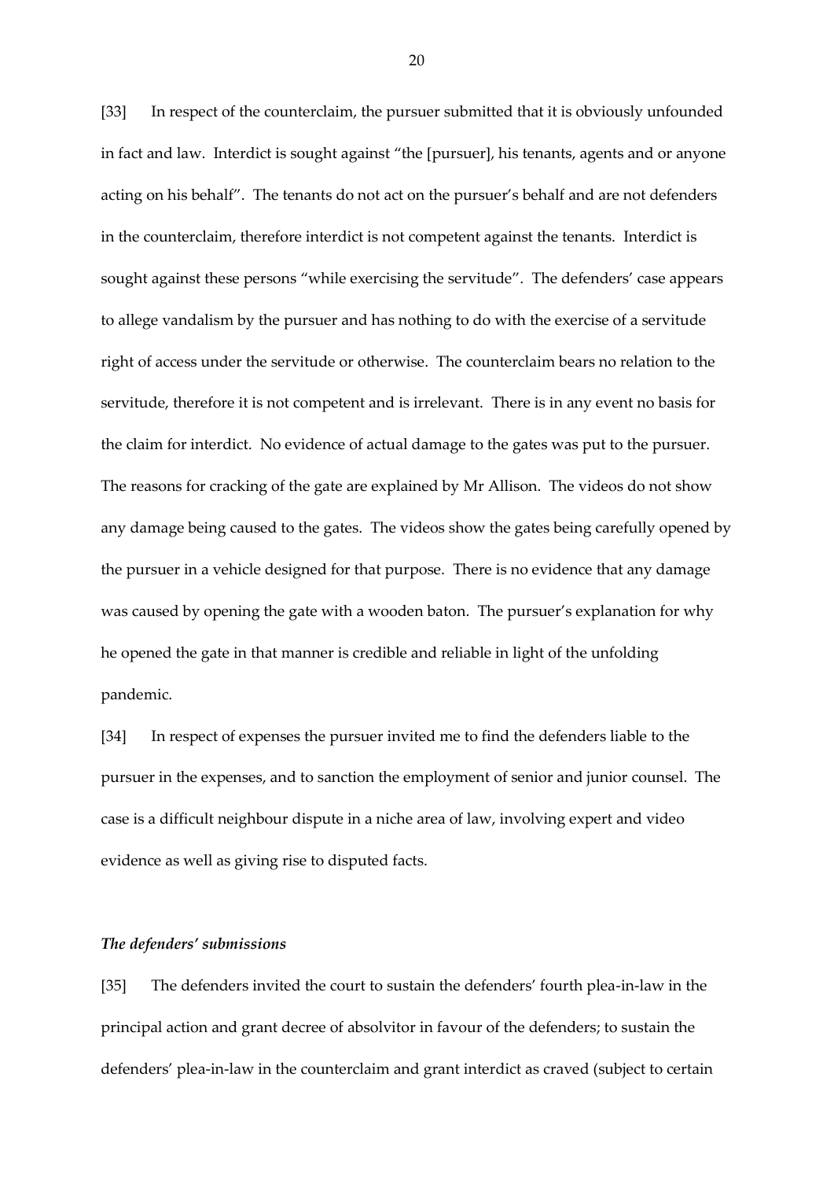[33] In respect of the counterclaim, the pursuer submitted that it is obviously unfounded in fact and law. Interdict is sought against "the [pursuer], his tenants, agents and or anyone acting on his behalf". The tenants do not act on the pursuer's behalf and are not defenders in the counterclaim, therefore interdict is not competent against the tenants. Interdict is sought against these persons "while exercising the servitude". The defenders' case appears to allege vandalism by the pursuer and has nothing to do with the exercise of a servitude right of access under the servitude or otherwise. The counterclaim bears no relation to the servitude, therefore it is not competent and is irrelevant. There is in any event no basis for the claim for interdict. No evidence of actual damage to the gates was put to the pursuer. The reasons for cracking of the gate are explained by Mr Allison. The videos do not show any damage being caused to the gates. The videos show the gates being carefully opened by the pursuer in a vehicle designed for that purpose. There is no evidence that any damage was caused by opening the gate with a wooden baton. The pursuer's explanation for why he opened the gate in that manner is credible and reliable in light of the unfolding pandemic.

[34] In respect of expenses the pursuer invited me to find the defenders liable to the pursuer in the expenses, and to sanction the employment of senior and junior counsel. The case is a difficult neighbour dispute in a niche area of law, involving expert and video evidence as well as giving rise to disputed facts.

### *The defenders' submissions*

[35] The defenders invited the court to sustain the defenders' fourth plea-in-law in the principal action and grant decree of absolvitor in favour of the defenders; to sustain the defenders' plea-in-law in the counterclaim and grant interdict as craved (subject to certain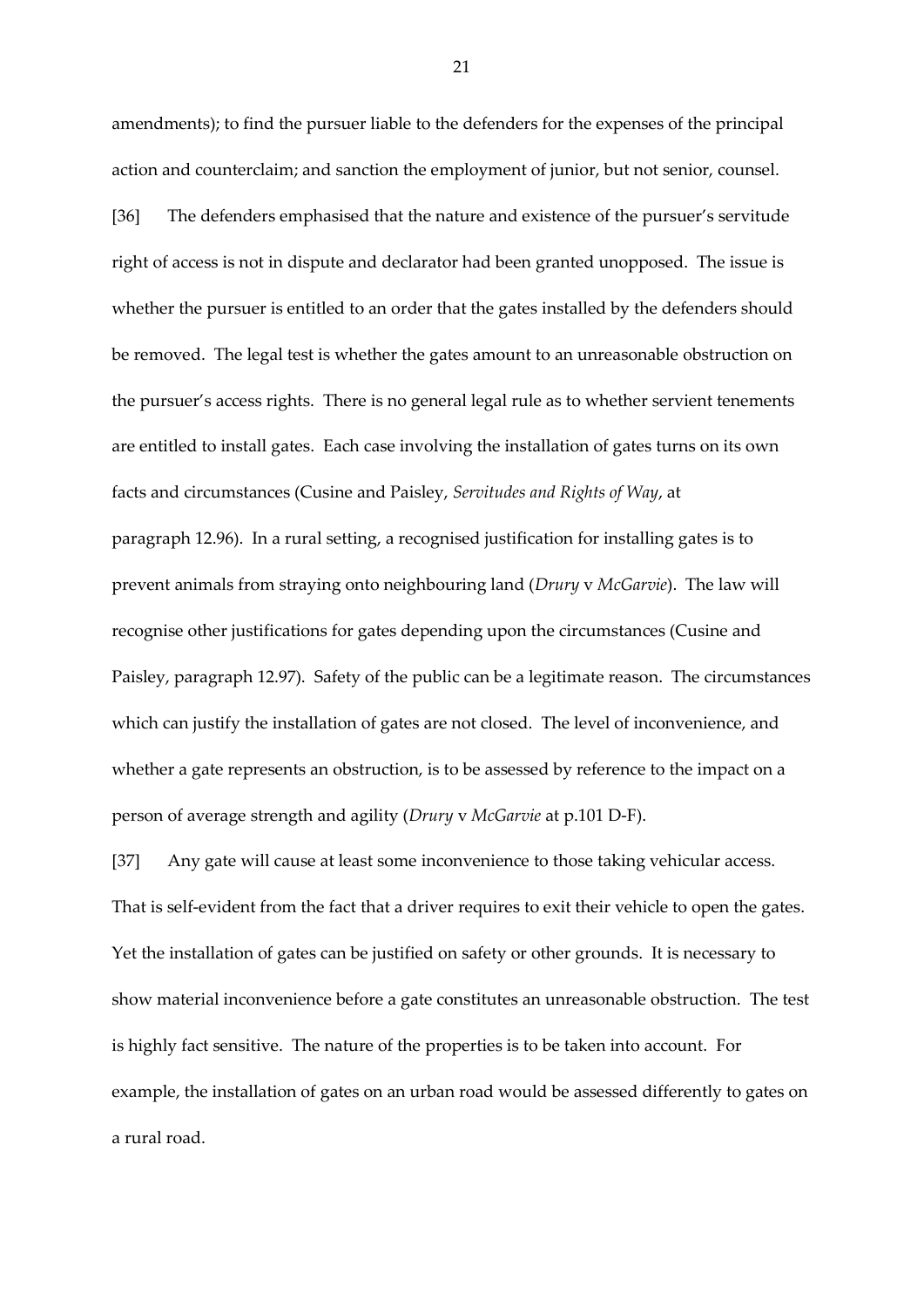amendments); to find the pursuer liable to the defenders for the expenses of the principal action and counterclaim; and sanction the employment of junior, but not senior, counsel.

[36] The defenders emphasised that the nature and existence of the pursuer's servitude right of access is not in dispute and declarator had been granted unopposed. The issue is whether the pursuer is entitled to an order that the gates installed by the defenders should be removed. The legal test is whether the gates amount to an unreasonable obstruction on the pursuer's access rights. There is no general legal rule as to whether servient tenements are entitled to install gates. Each case involving the installation of gates turns on its own facts and circumstances (Cusine and Paisley, *Servitudes and Rights of Way*, at paragraph 12.96). In a rural setting, a recognised justification for installing gates is to prevent animals from straying onto neighbouring land (*Drury* v *McGarvie*). The law will recognise other justifications for gates depending upon the circumstances (Cusine and Paisley, paragraph 12.97). Safety of the public can be a legitimate reason. The circumstances which can justify the installation of gates are not closed. The level of inconvenience, and whether a gate represents an obstruction, is to be assessed by reference to the impact on a person of average strength and agility (*Drury* v *McGarvie* at p.101 D-F).

[37] Any gate will cause at least some inconvenience to those taking vehicular access. That is self-evident from the fact that a driver requires to exit their vehicle to open the gates. Yet the installation of gates can be justified on safety or other grounds. It is necessary to show material inconvenience before a gate constitutes an unreasonable obstruction. The test is highly fact sensitive. The nature of the properties is to be taken into account. For example, the installation of gates on an urban road would be assessed differently to gates on a rural road.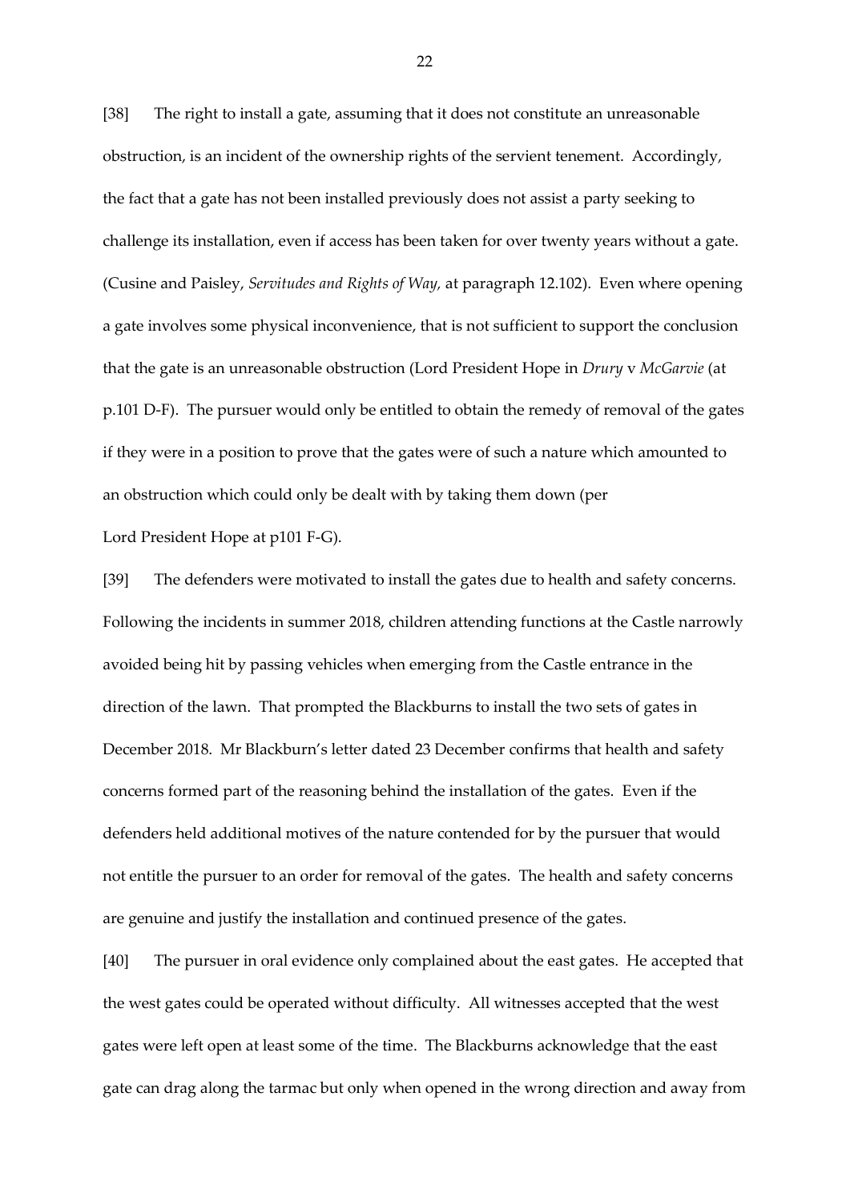[38] The right to install a gate, assuming that it does not constitute an unreasonable obstruction, is an incident of the ownership rights of the servient tenement. Accordingly, the fact that a gate has not been installed previously does not assist a party seeking to challenge its installation, even if access has been taken for over twenty years without a gate. (Cusine and Paisley, *Servitudes and Rights of Way,* at paragraph 12.102). Even where opening a gate involves some physical inconvenience, that is not sufficient to support the conclusion that the gate is an unreasonable obstruction (Lord President Hope in *Drury* v *McGarvie* (at p.101 D-F). The pursuer would only be entitled to obtain the remedy of removal of the gates if they were in a position to prove that the gates were of such a nature which amounted to an obstruction which could only be dealt with by taking them down (per Lord President Hope at p101 F-G).

[39] The defenders were motivated to install the gates due to health and safety concerns. Following the incidents in summer 2018, children attending functions at the Castle narrowly avoided being hit by passing vehicles when emerging from the Castle entrance in the direction of the lawn. That prompted the Blackburns to install the two sets of gates in December 2018. Mr Blackburn's letter dated 23 December confirms that health and safety concerns formed part of the reasoning behind the installation of the gates. Even if the defenders held additional motives of the nature contended for by the pursuer that would not entitle the pursuer to an order for removal of the gates. The health and safety concerns are genuine and justify the installation and continued presence of the gates.

[40] The pursuer in oral evidence only complained about the east gates. He accepted that the west gates could be operated without difficulty. All witnesses accepted that the west gates were left open at least some of the time. The Blackburns acknowledge that the east gate can drag along the tarmac but only when opened in the wrong direction and away from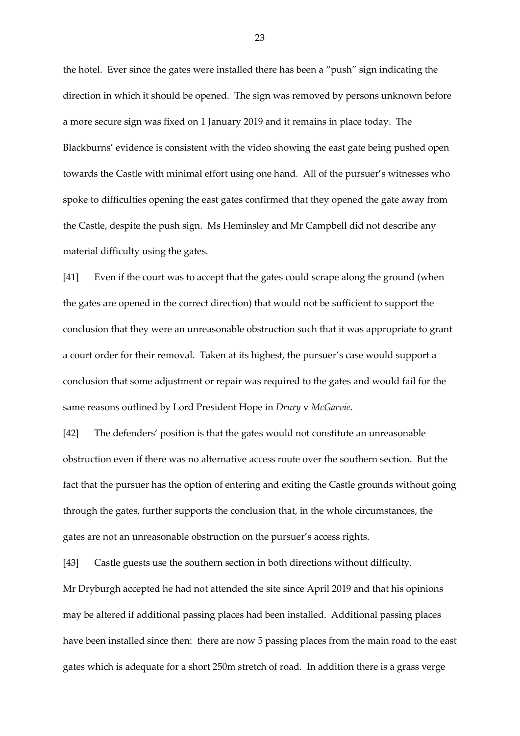the hotel. Ever since the gates were installed there has been a "push" sign indicating the direction in which it should be opened. The sign was removed by persons unknown before a more secure sign was fixed on 1 January 2019 and it remains in place today. The Blackburns' evidence is consistent with the video showing the east gate being pushed open towards the Castle with minimal effort using one hand. All of the pursuer's witnesses who spoke to difficulties opening the east gates confirmed that they opened the gate away from the Castle, despite the push sign. Ms Heminsley and Mr Campbell did not describe any material difficulty using the gates.

[41] Even if the court was to accept that the gates could scrape along the ground (when the gates are opened in the correct direction) that would not be sufficient to support the conclusion that they were an unreasonable obstruction such that it was appropriate to grant a court order for their removal. Taken at its highest, the pursuer's case would support a conclusion that some adjustment or repair was required to the gates and would fail for the same reasons outlined by Lord President Hope in *Drury* v *McGarvie*.

[42] The defenders' position is that the gates would not constitute an unreasonable obstruction even if there was no alternative access route over the southern section. But the fact that the pursuer has the option of entering and exiting the Castle grounds without going through the gates, further supports the conclusion that, in the whole circumstances, the gates are not an unreasonable obstruction on the pursuer's access rights.

[43] Castle guests use the southern section in both directions without difficulty. Mr Dryburgh accepted he had not attended the site since April 2019 and that his opinions may be altered if additional passing places had been installed. Additional passing places have been installed since then: there are now 5 passing places from the main road to the east gates which is adequate for a short 250m stretch of road. In addition there is a grass verge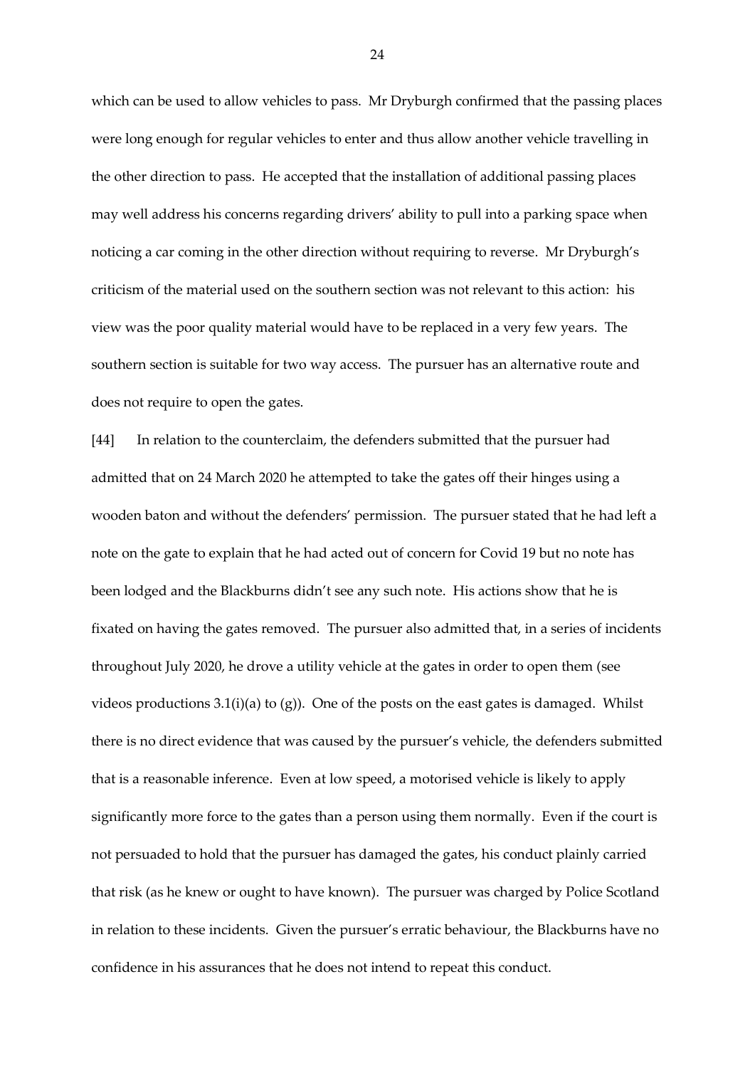which can be used to allow vehicles to pass. Mr Dryburgh confirmed that the passing places were long enough for regular vehicles to enter and thus allow another vehicle travelling in the other direction to pass. He accepted that the installation of additional passing places may well address his concerns regarding drivers' ability to pull into a parking space when noticing a car coming in the other direction without requiring to reverse. Mr Dryburgh's criticism of the material used on the southern section was not relevant to this action: his view was the poor quality material would have to be replaced in a very few years. The southern section is suitable for two way access. The pursuer has an alternative route and does not require to open the gates.

[44] In relation to the counterclaim, the defenders submitted that the pursuer had admitted that on 24 March 2020 he attempted to take the gates off their hinges using a wooden baton and without the defenders' permission. The pursuer stated that he had left a note on the gate to explain that he had acted out of concern for Covid 19 but no note has been lodged and the Blackburns didn't see any such note. His actions show that he is fixated on having the gates removed. The pursuer also admitted that, in a series of incidents throughout July 2020, he drove a utility vehicle at the gates in order to open them (see videos productions 3.1(i)(a) to (g)). One of the posts on the east gates is damaged. Whilst there is no direct evidence that was caused by the pursuer's vehicle, the defenders submitted that is a reasonable inference. Even at low speed, a motorised vehicle is likely to apply significantly more force to the gates than a person using them normally. Even if the court is not persuaded to hold that the pursuer has damaged the gates, his conduct plainly carried that risk (as he knew or ought to have known). The pursuer was charged by Police Scotland in relation to these incidents. Given the pursuer's erratic behaviour, the Blackburns have no confidence in his assurances that he does not intend to repeat this conduct.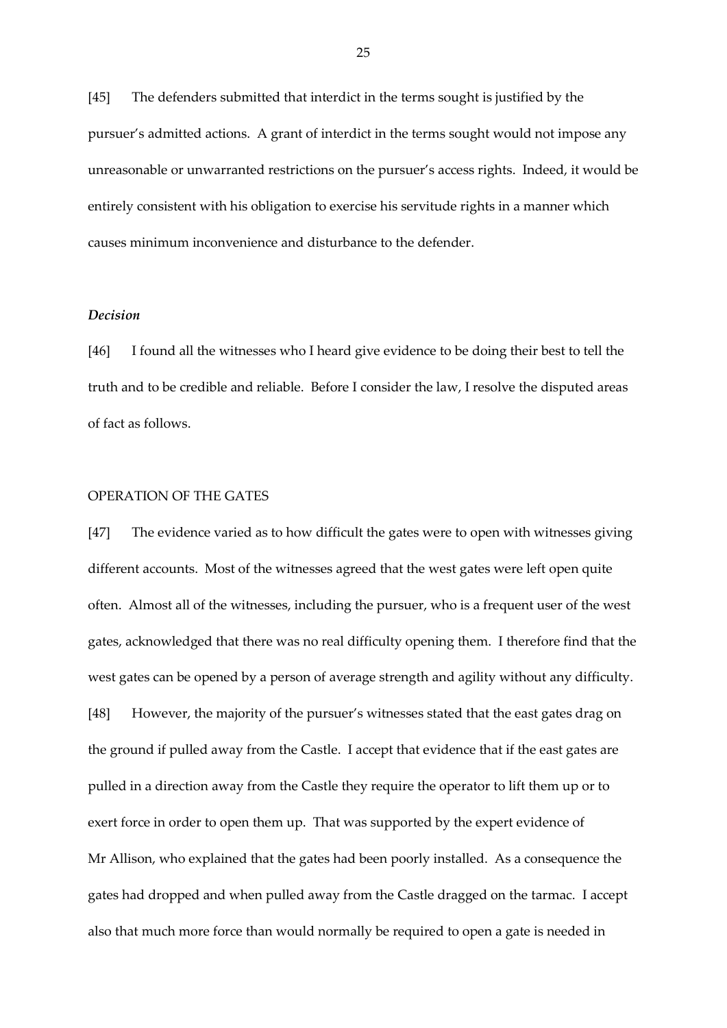[45] The defenders submitted that interdict in the terms sought is justified by the pursuer's admitted actions. A grant of interdict in the terms sought would not impose any unreasonable or unwarranted restrictions on the pursuer's access rights. Indeed, it would be entirely consistent with his obligation to exercise his servitude rights in a manner which causes minimum inconvenience and disturbance to the defender.

### *Decision*

[46] I found all the witnesses who I heard give evidence to be doing their best to tell the truth and to be credible and reliable. Before I consider the law, I resolve the disputed areas of fact as follows.

#### OPERATION OF THE GATES

[47] The evidence varied as to how difficult the gates were to open with witnesses giving different accounts. Most of the witnesses agreed that the west gates were left open quite often. Almost all of the witnesses, including the pursuer, who is a frequent user of the west gates, acknowledged that there was no real difficulty opening them. I therefore find that the west gates can be opened by a person of average strength and agility without any difficulty.

[48] However, the majority of the pursuer's witnesses stated that the east gates drag on the ground if pulled away from the Castle. I accept that evidence that if the east gates are pulled in a direction away from the Castle they require the operator to lift them up or to exert force in order to open them up. That was supported by the expert evidence of Mr Allison, who explained that the gates had been poorly installed. As a consequence the gates had dropped and when pulled away from the Castle dragged on the tarmac. I accept also that much more force than would normally be required to open a gate is needed in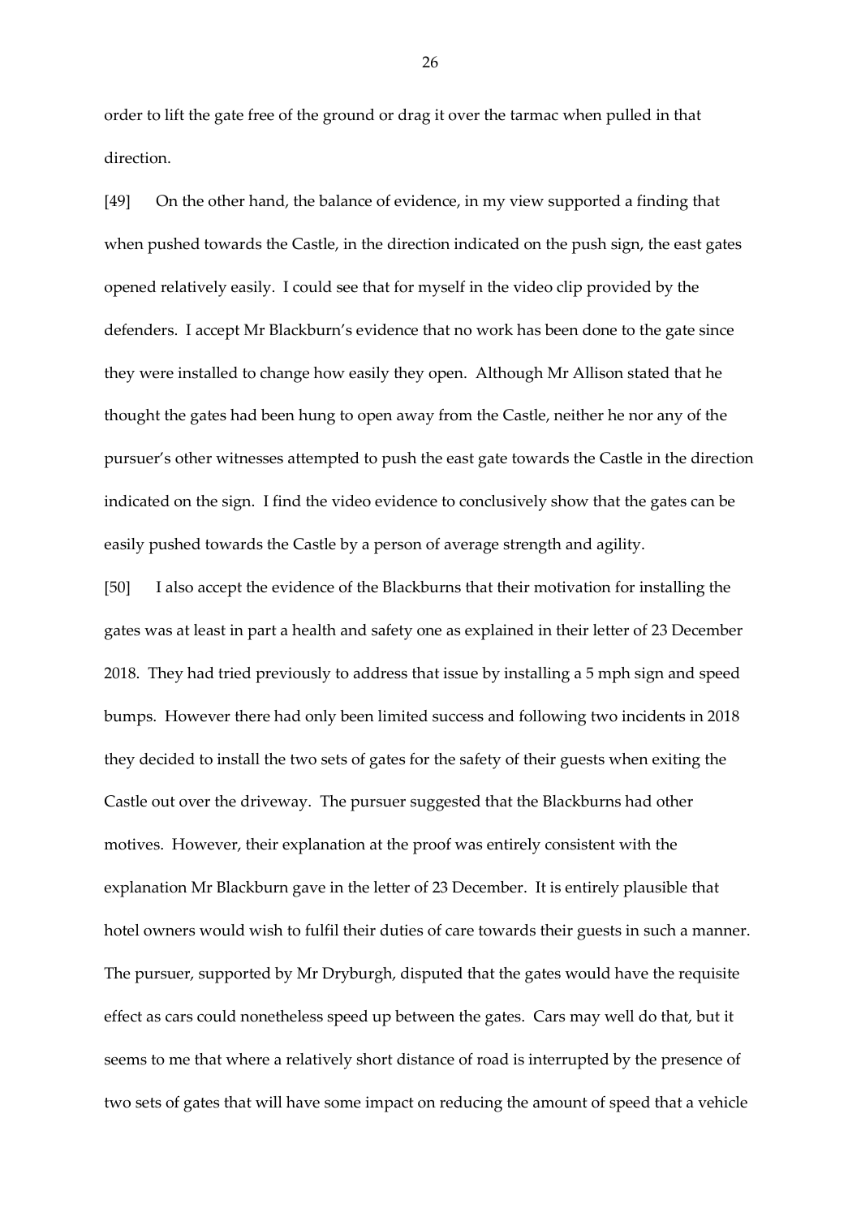order to lift the gate free of the ground or drag it over the tarmac when pulled in that direction.

[49] On the other hand, the balance of evidence, in my view supported a finding that when pushed towards the Castle, in the direction indicated on the push sign, the east gates opened relatively easily. I could see that for myself in the video clip provided by the defenders. I accept Mr Blackburn's evidence that no work has been done to the gate since they were installed to change how easily they open. Although Mr Allison stated that he thought the gates had been hung to open away from the Castle, neither he nor any of the pursuer's other witnesses attempted to push the east gate towards the Castle in the direction indicated on the sign. I find the video evidence to conclusively show that the gates can be easily pushed towards the Castle by a person of average strength and agility.

[50] I also accept the evidence of the Blackburns that their motivation for installing the gates was at least in part a health and safety one as explained in their letter of 23 December 2018. They had tried previously to address that issue by installing a 5 mph sign and speed bumps. However there had only been limited success and following two incidents in 2018 they decided to install the two sets of gates for the safety of their guests when exiting the Castle out over the driveway. The pursuer suggested that the Blackburns had other motives. However, their explanation at the proof was entirely consistent with the explanation Mr Blackburn gave in the letter of 23 December. It is entirely plausible that hotel owners would wish to fulfil their duties of care towards their guests in such a manner. The pursuer, supported by Mr Dryburgh, disputed that the gates would have the requisite effect as cars could nonetheless speed up between the gates. Cars may well do that, but it seems to me that where a relatively short distance of road is interrupted by the presence of two sets of gates that will have some impact on reducing the amount of speed that a vehicle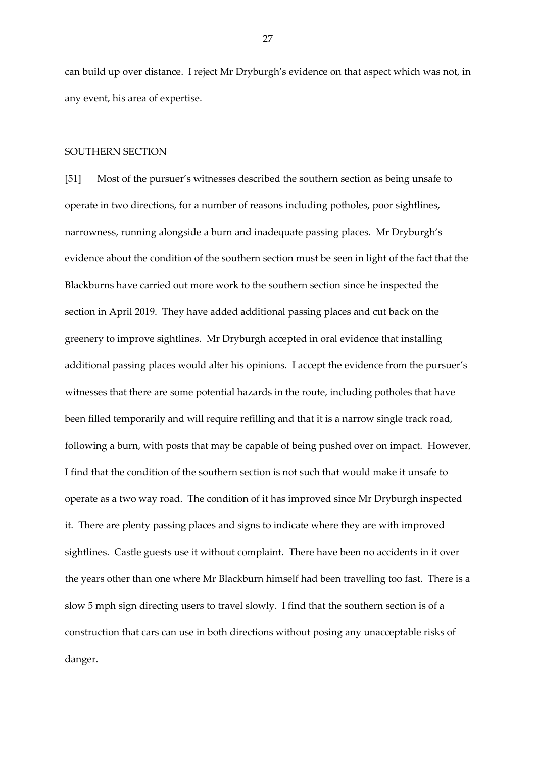can build up over distance. I reject Mr Dryburgh's evidence on that aspect which was not, in any event, his area of expertise.

SOUTHERN SECTION

[51] Most of the pursuer's witnesses described the southern section as being unsafe to operate in two directions, for a number of reasons including potholes, poor sightlines, narrowness, running alongside a burn and inadequate passing places. Mr Dryburgh's evidence about the condition of the southern section must be seen in light of the fact that the Blackburns have carried out more work to the southern section since he inspected the section in April 2019. They have added additional passing places and cut back on the greenery to improve sightlines. Mr Dryburgh accepted in oral evidence that installing additional passing places would alter his opinions. I accept the evidence from the pursuer's witnesses that there are some potential hazards in the route, including potholes that have been filled temporarily and will require refilling and that it is a narrow single track road, following a burn, with posts that may be capable of being pushed over on impact. However, I find that the condition of the southern section is not such that would make it unsafe to operate as a two way road. The condition of it has improved since Mr Dryburgh inspected it. There are plenty passing places and signs to indicate where they are with improved sightlines. Castle guests use it without complaint. There have been no accidents in it over the years other than one where Mr Blackburn himself had been travelling too fast. There is a slow 5 mph sign directing users to travel slowly. I find that the southern section is of a construction that cars can use in both directions without posing any unacceptable risks of danger.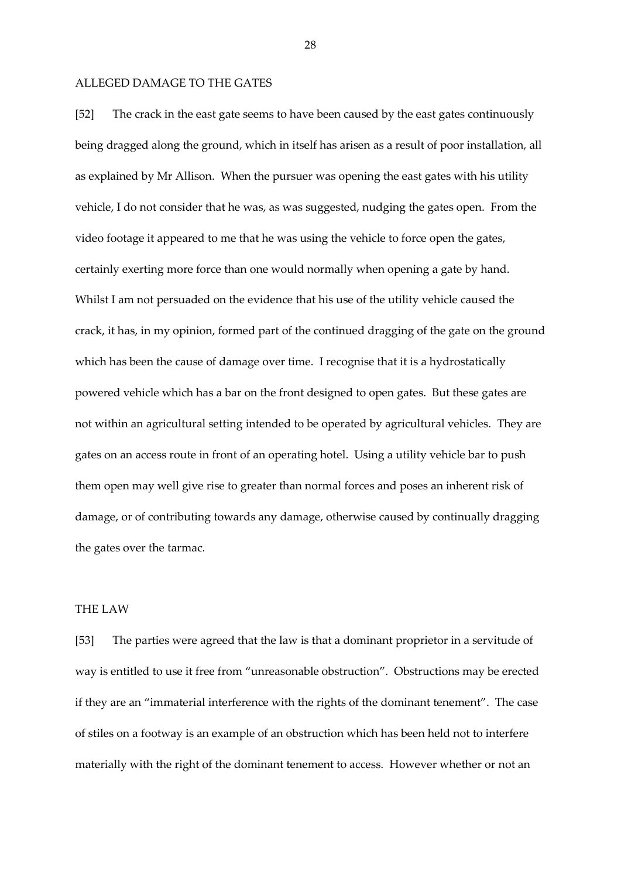ALLEGED DAMAGE TO THE GATES

[52] The crack in the east gate seems to have been caused by the east gates continuously being dragged along the ground, which in itself has arisen as a result of poor installation, all as explained by Mr Allison. When the pursuer was opening the east gates with his utility vehicle, I do not consider that he was, as was suggested, nudging the gates open. From the video footage it appeared to me that he was using the vehicle to force open the gates, certainly exerting more force than one would normally when opening a gate by hand. Whilst I am not persuaded on the evidence that his use of the utility vehicle caused the crack, it has, in my opinion, formed part of the continued dragging of the gate on the ground which has been the cause of damage over time. I recognise that it is a hydrostatically powered vehicle which has a bar on the front designed to open gates. But these gates are not within an agricultural setting intended to be operated by agricultural vehicles. They are gates on an access route in front of an operating hotel. Using a utility vehicle bar to push them open may well give rise to greater than normal forces and poses an inherent risk of damage, or of contributing towards any damage, otherwise caused by continually dragging the gates over the tarmac.

THE LAW

[53] The parties were agreed that the law is that a dominant proprietor in a servitude of way is entitled to use it free from "unreasonable obstruction". Obstructions may be erected if they are an "immaterial interference with the rights of the dominant tenement". The case of stiles on a footway is an example of an obstruction which has been held not to interfere materially with the right of the dominant tenement to access. However whether or not an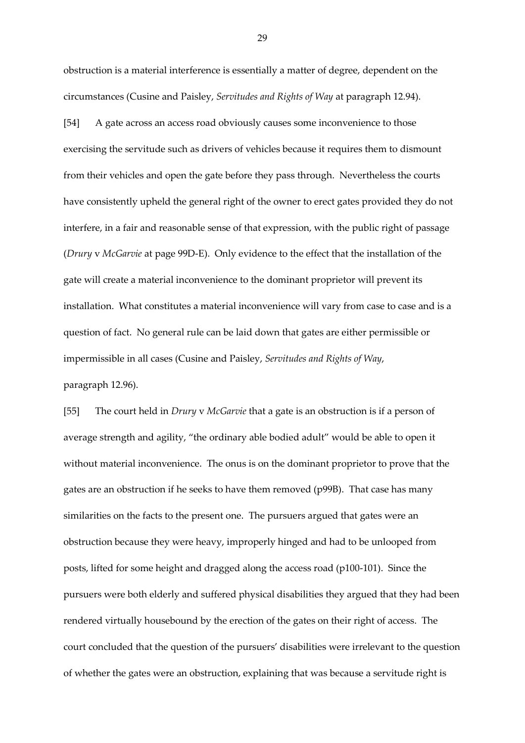obstruction is a material interference is essentially a matter of degree, dependent on the circumstances (Cusine and Paisley, *Servitudes and Rights of Way* at paragraph 12.94).

[54] A gate across an access road obviously causes some inconvenience to those exercising the servitude such as drivers of vehicles because it requires them to dismount from their vehicles and open the gate before they pass through. Nevertheless the courts have consistently upheld the general right of the owner to erect gates provided they do not interfere, in a fair and reasonable sense of that expression, with the public right of passage (*Drury* v *McGarvie* at page 99D-E). Only evidence to the effect that the installation of the gate will create a material inconvenience to the dominant proprietor will prevent its installation. What constitutes a material inconvenience will vary from case to case and is a question of fact. No general rule can be laid down that gates are either permissible or impermissible in all cases (Cusine and Paisley, *Servitudes and Rights of Way*, paragraph 12.96).

[55] The court held in *Drury* v *McGarvie* that a gate is an obstruction is if a person of average strength and agility, "the ordinary able bodied adult" would be able to open it without material inconvenience. The onus is on the dominant proprietor to prove that the gates are an obstruction if he seeks to have them removed (p99B). That case has many similarities on the facts to the present one. The pursuers argued that gates were an obstruction because they were heavy, improperly hinged and had to be unlooped from posts, lifted for some height and dragged along the access road (p100-101). Since the pursuers were both elderly and suffered physical disabilities they argued that they had been rendered virtually housebound by the erection of the gates on their right of access. The court concluded that the question of the pursuers' disabilities were irrelevant to the question of whether the gates were an obstruction, explaining that was because a servitude right is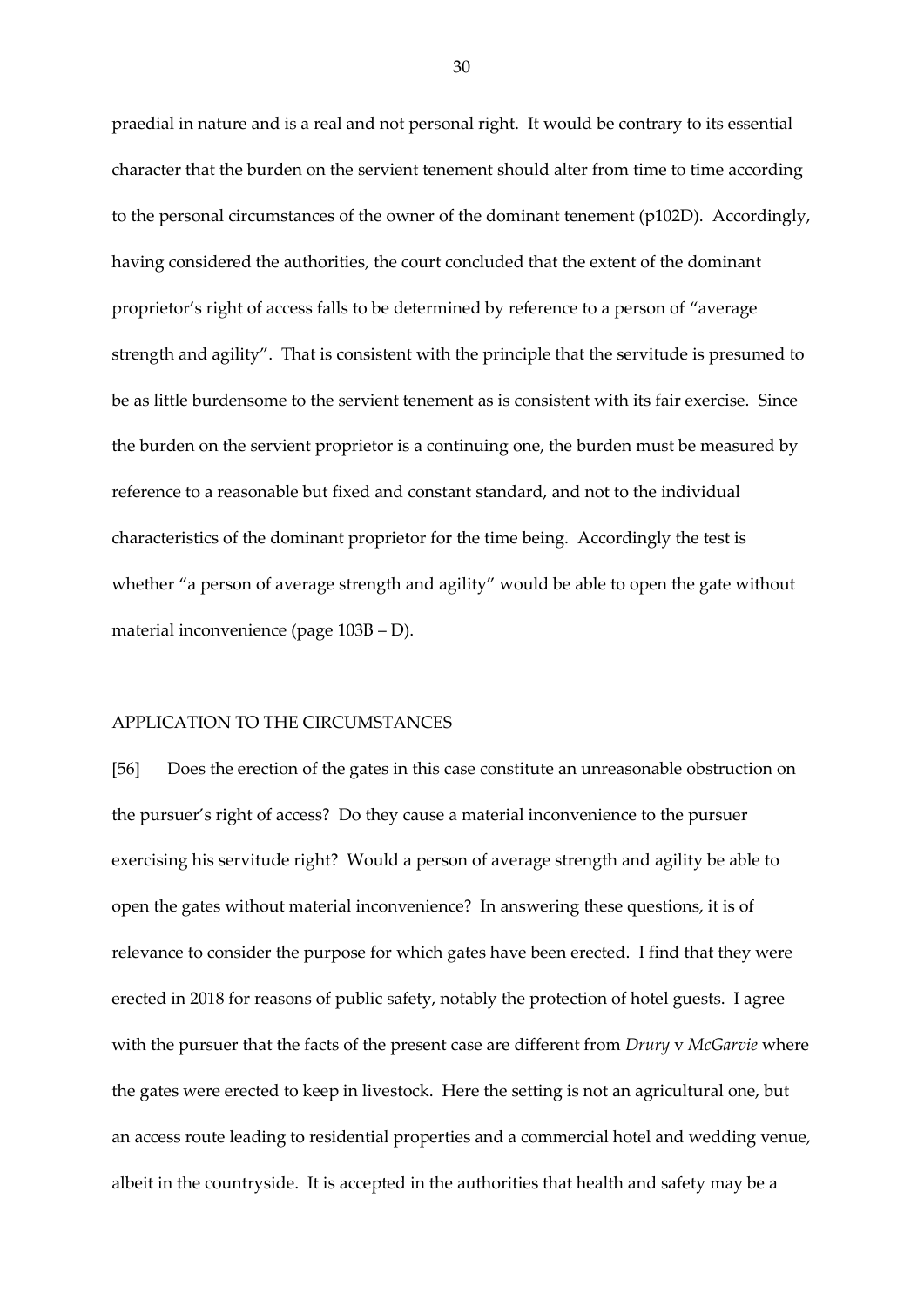praedial in nature and is a real and not personal right. It would be contrary to its essential character that the burden on the servient tenement should alter from time to time according to the personal circumstances of the owner of the dominant tenement (p102D). Accordingly, having considered the authorities, the court concluded that the extent of the dominant proprietor's right of access falls to be determined by reference to a person of "average strength and agility". That is consistent with the principle that the servitude is presumed to be as little burdensome to the servient tenement as is consistent with its fair exercise. Since the burden on the servient proprietor is a continuing one, the burden must be measured by reference to a reasonable but fixed and constant standard, and not to the individual characteristics of the dominant proprietor for the time being. Accordingly the test is whether "a person of average strength and agility" would be able to open the gate without material inconvenience (page 103B – D).

## APPLICATION TO THE CIRCUMSTANCES

[56] Does the erection of the gates in this case constitute an unreasonable obstruction on the pursuer's right of access? Do they cause a material inconvenience to the pursuer exercising his servitude right? Would a person of average strength and agility be able to open the gates without material inconvenience? In answering these questions, it is of relevance to consider the purpose for which gates have been erected. I find that they were erected in 2018 for reasons of public safety, notably the protection of hotel guests. I agree with the pursuer that the facts of the present case are different from *Drury* v *McGarvie* where the gates were erected to keep in livestock. Here the setting is not an agricultural one, but an access route leading to residential properties and a commercial hotel and wedding venue, albeit in the countryside. It is accepted in the authorities that health and safety may be a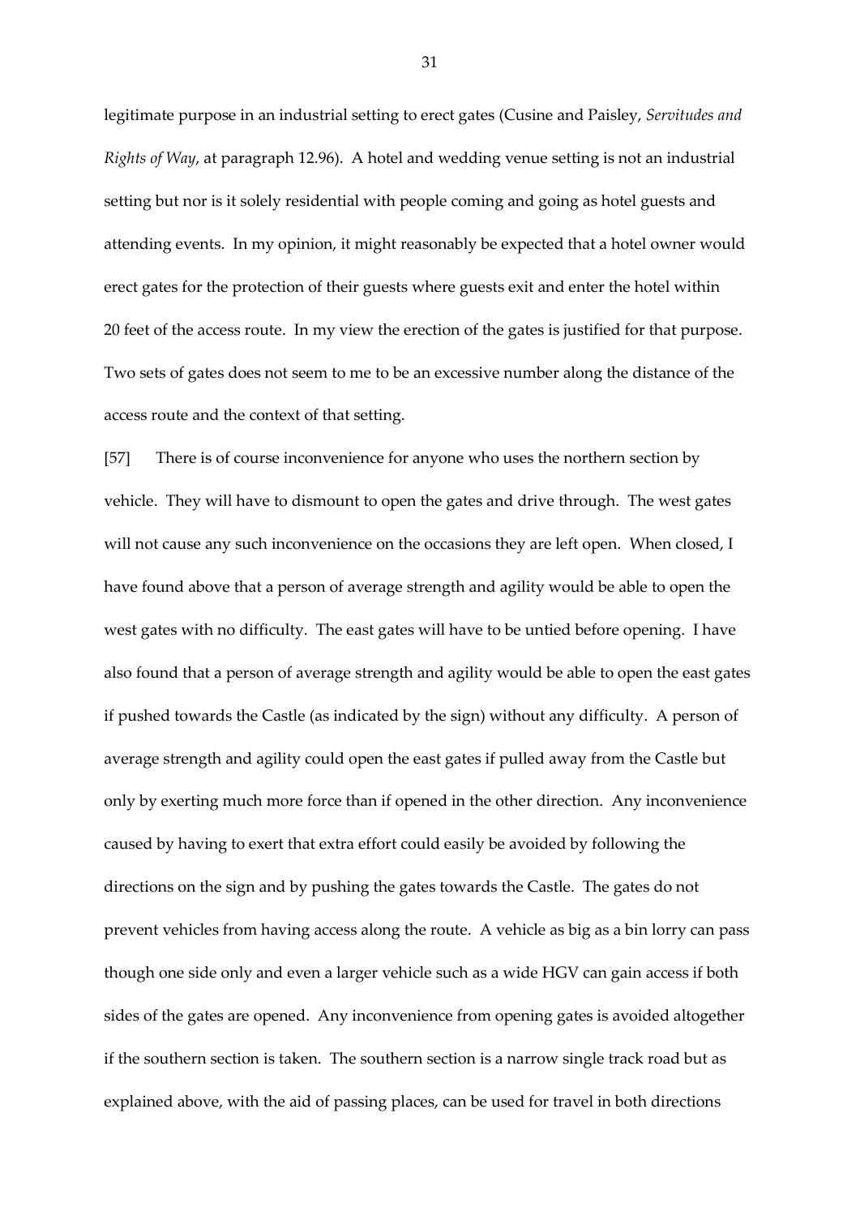legitimate purpose in an industrial setting to erect gates (Cusine and Paisley, *Servitudes and Rights of Way*, at paragraph 12.96). A hotel and wedding venue setting is not an industrial setting but nor is it solely residential with people coming and going as hotel guests and attending events. In my opinion, it might reasonably be expected that a hotel owner would erect gates for the protection of their guests where guests exit and enter the hotel within 20 feet of the access route. In my view the erection of the gates is justified for that purpose. Two sets of gates does not seem to me to be an excessive number along the distance of the access route and the context of that setting.

[57] There is of course inconvenience for anyone who uses the northern section by vehicle. They will have to dismount to open the gates and drive through. The west gates will not cause any such inconvenience on the occasions they are left open. When closed, I have found above that a person of average strength and agility would be able to open the west gates with no difficulty. The east gates will have to be untied before opening. I have also found that a person of average strength and agility would be able to open the east gates if pushed towards the Castle (as indicated by the sign) without any difficulty. A person of average strength and agility could open the east gates if pulled away from the Castle but only by exerting much more force than if opened in the other direction. Any inconvenience caused by having to exert that extra effort could easily be avoided by following the directions on the sign and by pushing the gates towards the Castle. The gates do not prevent vehicles from having access along the route. A vehicle as big as a bin lorry can pass though one side only and even a larger vehicle such as a wide HGV can gain access if both sides of the gates are opened. Any inconvenience from opening gates is avoided altogether if the southern section is taken. The southern section is a narrow single track road but as explained above, with the aid of passing places, can be used for travel in both directions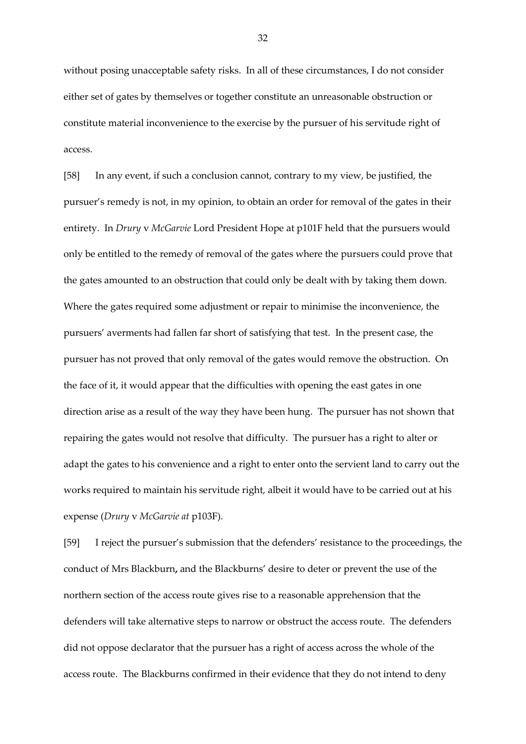without posing unacceptable safety risks. In all of these circumstances, I do not consider either set of gates by themselves or together constitute an unreasonable obstruction or constitute material inconvenience to the exercise by the pursuer of his servitude right of access.

[58] In any event, if such a conclusion cannot, contrary to my view, be justified, the pursuer's remedy is not, in my opinion, to obtain an order for removal of the gates in their entirety. In *Drury* v *McGarvie* Lord President Hope at p101F held that the pursuers would only be entitled to the remedy of removal of the gates where the pursuers could prove that the gates amounted to an obstruction that could only be dealt with by taking them down. Where the gates required some adjustment or repair to minimise the inconvenience, the pursuers' averments had fallen far short of satisfying that test. In the present case, the pursuer has not proved that only removal of the gates would remove the obstruction. On the face of it, it would appear that the difficulties with opening the east gates in one direction arise as a result of the way they have been hung. The pursuer has not shown that repairing the gates would not resolve that difficulty. The pursuer has a right to alter or adapt the gates to his convenience and a right to enter onto the servient land to carry out the works required to maintain his servitude right, albeit it would have to be carried out at his expense (*Drury* v *McGarvie at* p103F).

[59] I reject the pursuer's submission that the defenders' resistance to the proceedings, the conduct of Mrs Blackburn**,** and the Blackburns' desire to deter or prevent the use of the northern section of the access route gives rise to a reasonable apprehension that the defenders will take alternative steps to narrow or obstruct the access route. The defenders did not oppose declarator that the pursuer has a right of access across the whole of the access route. The Blackburns confirmed in their evidence that they do not intend to deny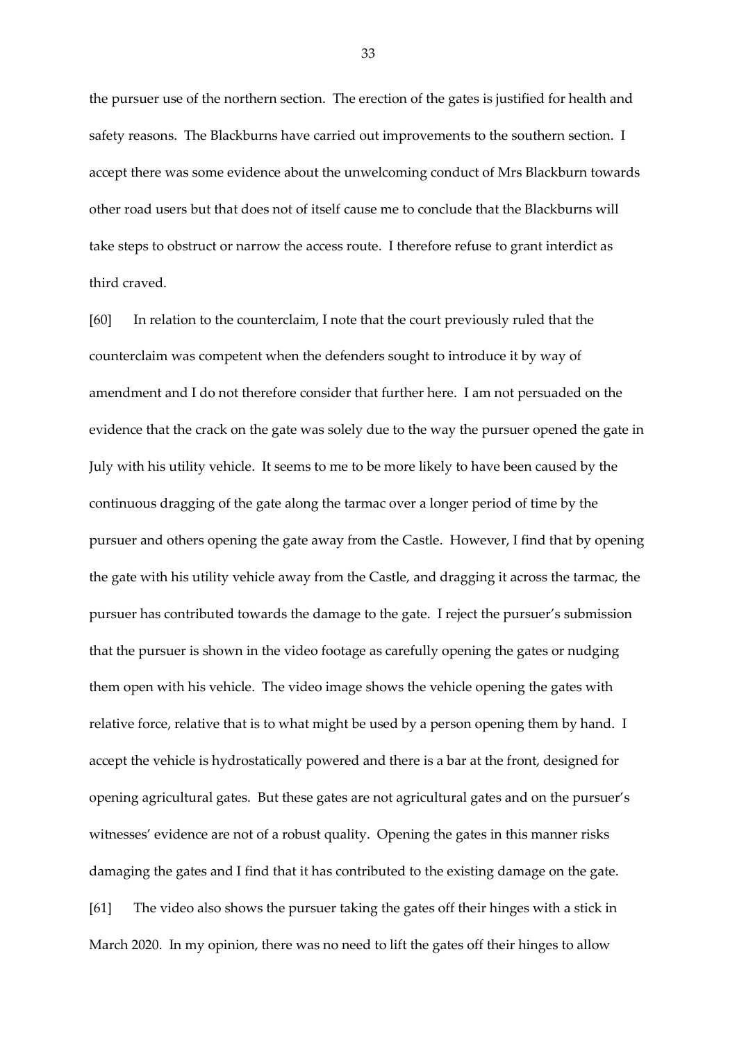the pursuer use of the northern section. The erection of the gates is justified for health and safety reasons. The Blackburns have carried out improvements to the southern section. I accept there was some evidence about the unwelcoming conduct of Mrs Blackburn towards other road users but that does not of itself cause me to conclude that the Blackburns will take steps to obstruct or narrow the access route. I therefore refuse to grant interdict as third craved.

[60] In relation to the counterclaim, I note that the court previously ruled that the counterclaim was competent when the defenders sought to introduce it by way of amendment and I do not therefore consider that further here. I am not persuaded on the evidence that the crack on the gate was solely due to the way the pursuer opened the gate in July with his utility vehicle. It seems to me to be more likely to have been caused by the continuous dragging of the gate along the tarmac over a longer period of time by the pursuer and others opening the gate away from the Castle. However, I find that by opening the gate with his utility vehicle away from the Castle, and dragging it across the tarmac, the pursuer has contributed towards the damage to the gate. I reject the pursuer's submission that the pursuer is shown in the video footage as carefully opening the gates or nudging them open with his vehicle. The video image shows the vehicle opening the gates with relative force, relative that is to what might be used by a person opening them by hand. I accept the vehicle is hydrostatically powered and there is a bar at the front, designed for opening agricultural gates. But these gates are not agricultural gates and on the pursuer's witnesses' evidence are not of a robust quality. Opening the gates in this manner risks damaging the gates and I find that it has contributed to the existing damage on the gate.

[61] The video also shows the pursuer taking the gates off their hinges with a stick in March 2020. In my opinion, there was no need to lift the gates off their hinges to allow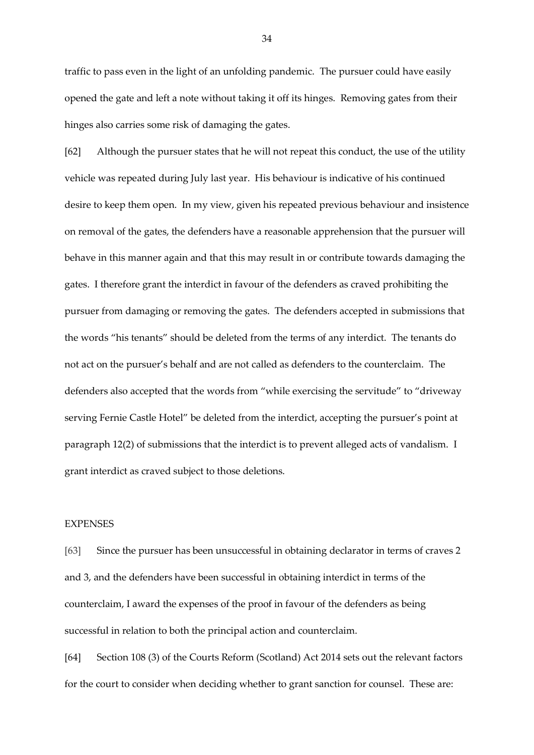traffic to pass even in the light of an unfolding pandemic. The pursuer could have easily opened the gate and left a note without taking it off its hinges. Removing gates from their hinges also carries some risk of damaging the gates.

[62] Although the pursuer states that he will not repeat this conduct, the use of the utility vehicle was repeated during July last year. His behaviour is indicative of his continued desire to keep them open. In my view, given his repeated previous behaviour and insistence on removal of the gates, the defenders have a reasonable apprehension that the pursuer will behave in this manner again and that this may result in or contribute towards damaging the gates. I therefore grant the interdict in favour of the defenders as craved prohibiting the pursuer from damaging or removing the gates. The defenders accepted in submissions that the words "his tenants" should be deleted from the terms of any interdict. The tenants do not act on the pursuer's behalf and are not called as defenders to the counterclaim. The defenders also accepted that the words from "while exercising the servitude" to "driveway serving Fernie Castle Hotel" be deleted from the interdict, accepting the pursuer's point at paragraph 12(2) of submissions that the interdict is to prevent alleged acts of vandalism. I grant interdict as craved subject to those deletions.

## EXPENSES

[63] Since the pursuer has been unsuccessful in obtaining declarator in terms of craves 2 and 3, and the defenders have been successful in obtaining interdict in terms of the counterclaim, I award the expenses of the proof in favour of the defenders as being successful in relation to both the principal action and counterclaim.

[64] Section 108 (3) of the Courts Reform (Scotland) Act 2014 sets out the relevant factors for the court to consider when deciding whether to grant sanction for counsel. These are: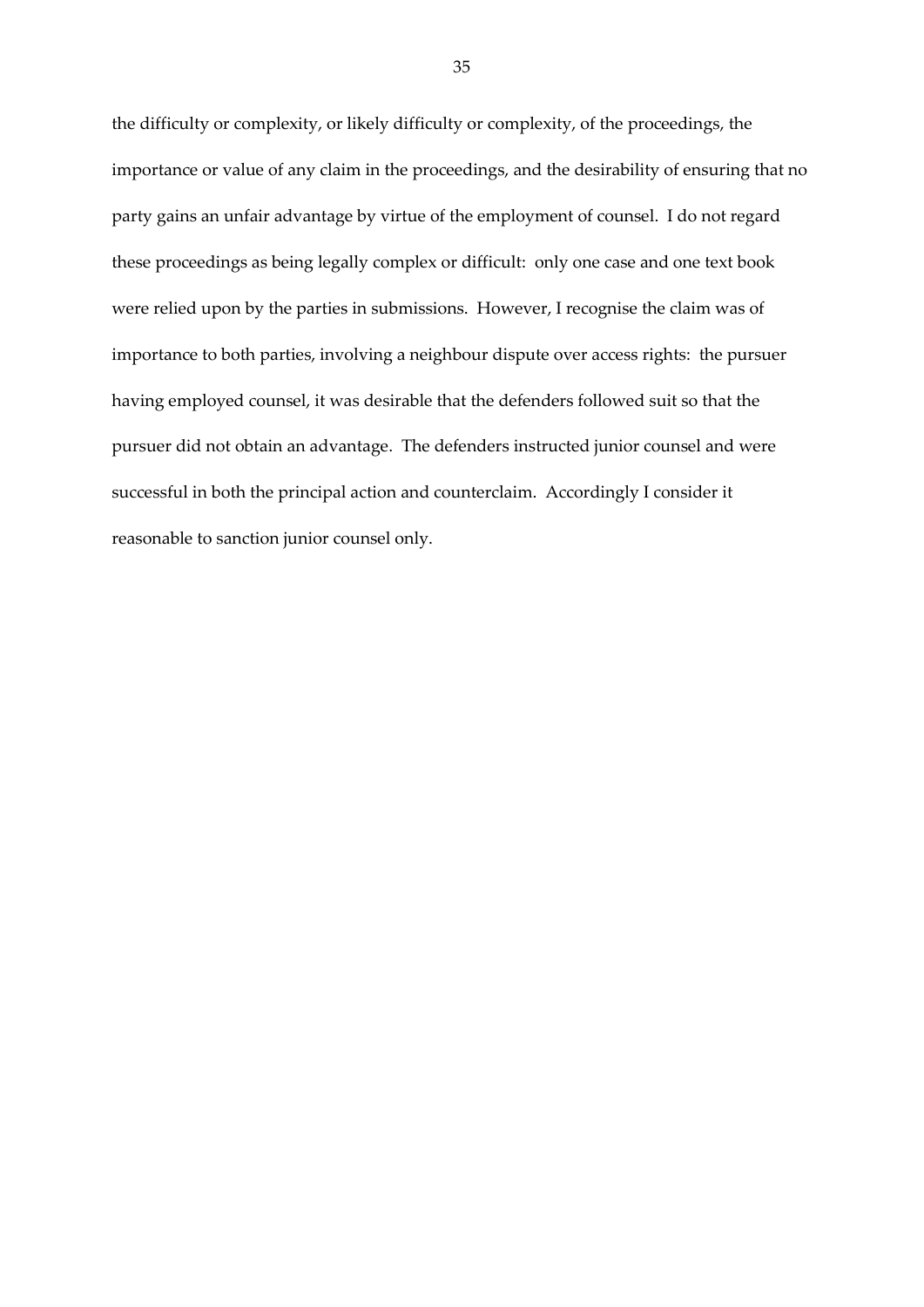the difficulty or complexity, or likely difficulty or complexity, of the proceedings, the importance or value of any claim in the proceedings, and the desirability of ensuring that no party gains an unfair advantage by virtue of the employment of counsel. I do not regard these proceedings as being legally complex or difficult: only one case and one text book were relied upon by the parties in submissions. However, I recognise the claim was of importance to both parties, involving a neighbour dispute over access rights: the pursuer having employed counsel, it was desirable that the defenders followed suit so that the pursuer did not obtain an advantage. The defenders instructed junior counsel and were successful in both the principal action and counterclaim. Accordingly I consider it reasonable to sanction junior counsel only.